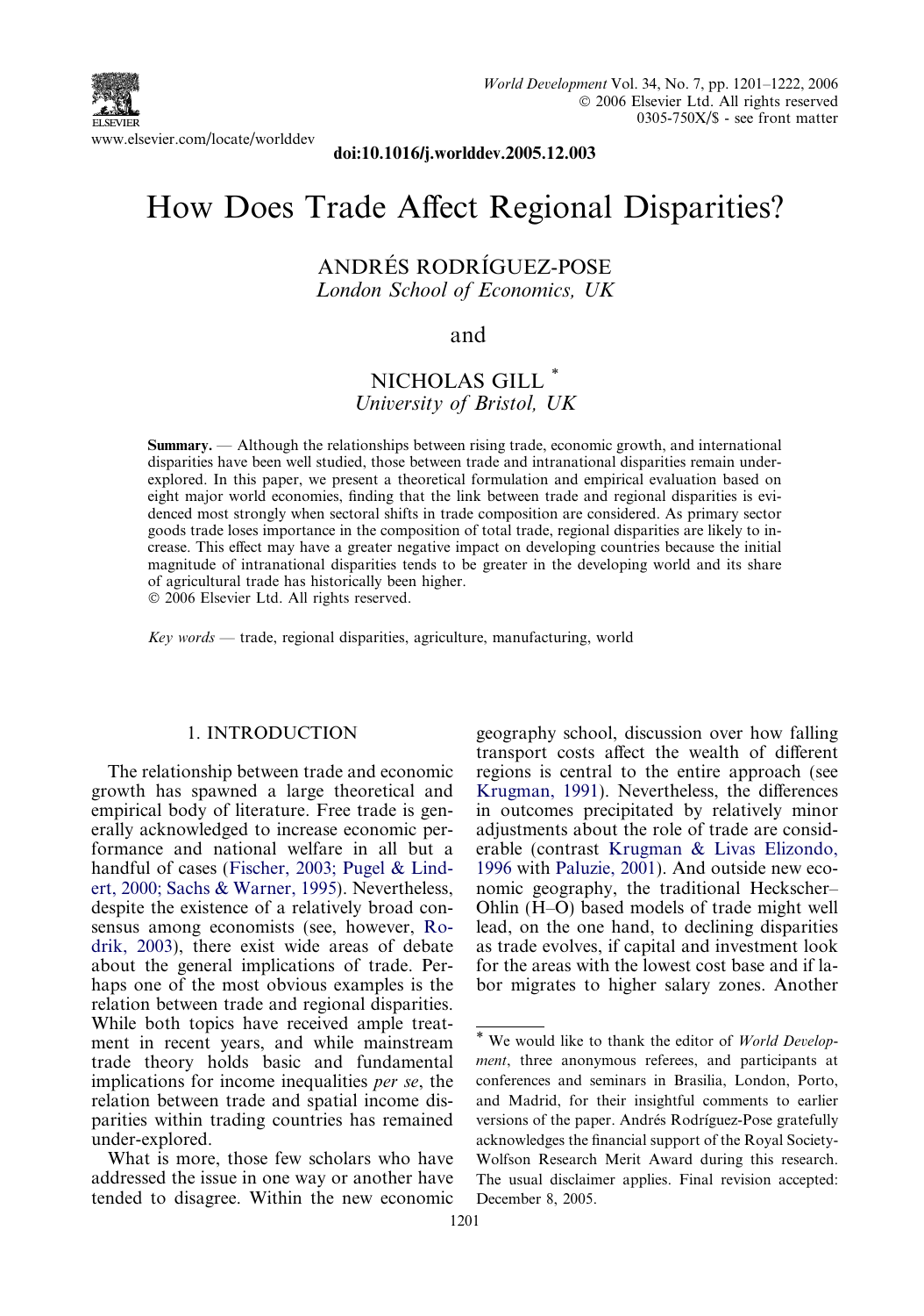www.elsevier.com/locate/worlddev

doi:10.1016/j.worlddev.2005.12.003

# How Does Trade Affect Regional Disparities?

ANDRÉS RODRÍGUEZ-POSE
*London School of Economics, UK*

and

NICHOLAS GILL *
*University of Bristol, UK*

**Summary.** — Although the relationships between rising trade, economic growth, and international disparities have been well studied, those between trade and intranational disparities remain under-explored. In this paper, we present a theoretical formulation and empirical evaluation based on eight major world economies, finding that the link between trade and regional disparities is evidenced most strongly when sectoral shifts in trade composition are considered. As primary sector goods trade loses importance in the composition of total trade, regional disparities are likely to increase. This effect may have a greater negative impact on developing countries because the initial magnitude of intranational disparities tends to be greater in the developing world and its share of agricultural trade has historically been higher.
© 2006 Elsevier Ltd. All rights reserved.

*Key words* — trade, regional disparities, agriculture, manufacturing, world

## 1. INTRODUCTION

The relationship between trade and economic growth has spawned a large theoretical and empirical body of literature. Free trade is generally acknowledged to increase economic performance and national welfare in all but a handful of cases (Fischer, 2003; Pugel & Lindert, 2000; Sachs & Warner, 1995). Nevertheless, despite the existence of a relatively broad consensus among economists (see, however, Rodrik, 2003), there exist wide areas of debate about the general implications of trade. Perhaps one of the most obvious examples is the relation between trade and regional disparities. While both topics have received ample treatment in recent years, and while mainstream trade theory holds basic and fundamental implications for income inequalities *per se*, the relation between trade and spatial income disparities within trading countries has remained under-explored.

What is more, those few scholars who have addressed the issue in one way or another have tended to disagree. Within the new economic geography school, discussion over how falling transport costs affect the wealth of different regions is central to the entire approach (see Krugman, 1991). Nevertheless, the differences in outcomes precipitated by relatively minor adjustments about the role of trade are considerable (contrast Krugman & Livas Elizondo, 1996 with Paluzie, 2001). And outside new economic geography, the traditional Heckscher–Ohlin (H–O) based models of trade might well lead, on the one hand, to declining disparities as trade evolves, if capital and investment look for the areas with the lowest cost base and if labor migrates to higher salary zones. Another

---

* We would like to thank the editor of *World Development*, three anonymous referees, and participants at conferences and seminars in Brasilia, London, Porto, and Madrid, for their insightful comments to earlier versions of the paper. Andrés Rodríguez-Pose gratefully acknowledges the financial support of the Royal Society-Wolfson Research Merit Award during this research. The usual disclaimer applies. Final revision accepted: December 8, 2005.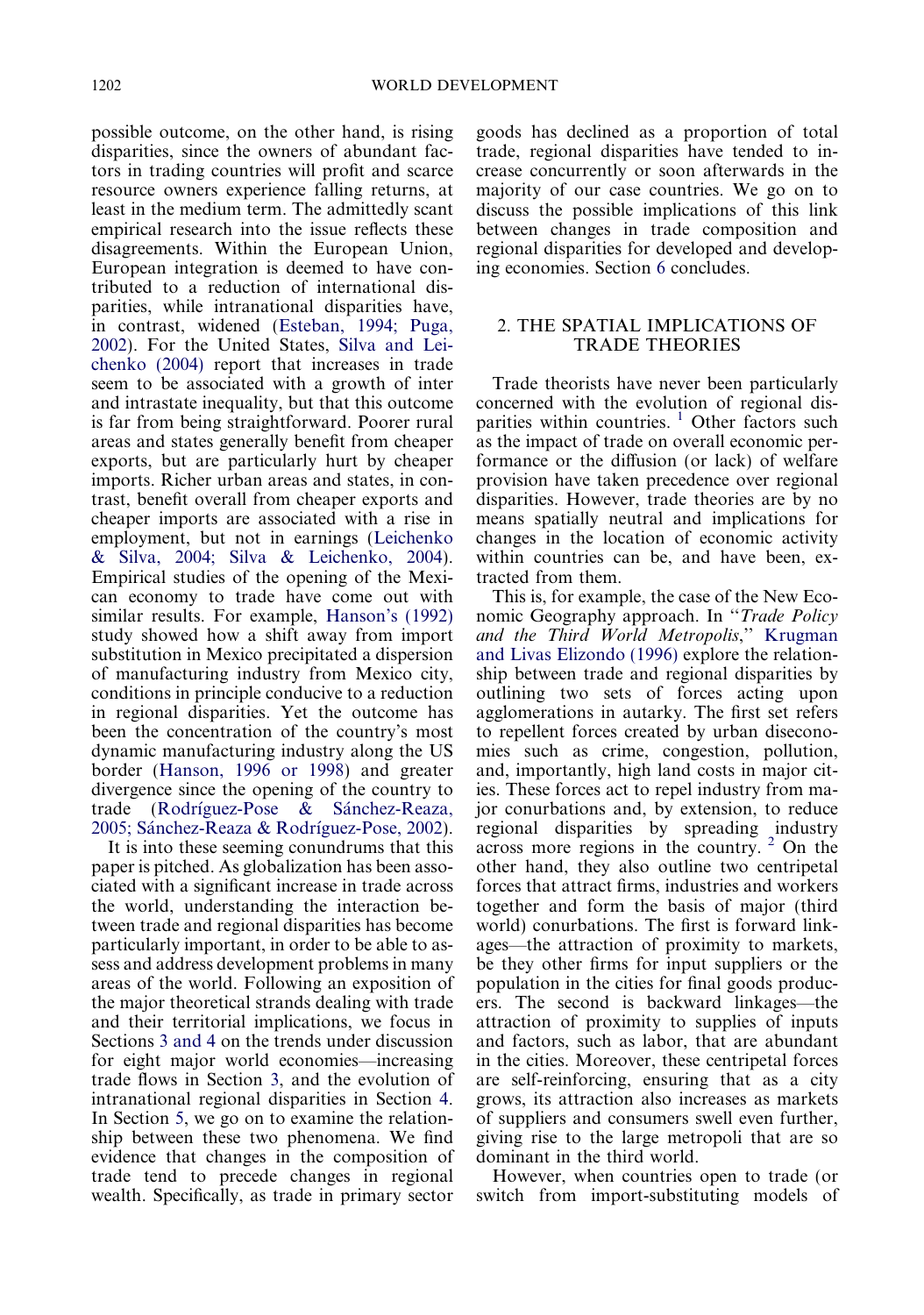possible outcome, on the other hand, is rising disparities, since the owners of abundant factors in trading countries will profit and scarce resource owners experience falling returns, at least in the medium term. The admittedly scant empirical research into the issue reflects these disagreements. Within the European Union, European integration is deemed to have contributed to a reduction of international disparities, while intranational disparities have, in contrast, widened (Esteban, 1994; Puga, 2002). For the United States, Silva and Leichenko (2004) report that increases in trade seem to be associated with a growth of inter and intrastate inequality, but that this outcome is far from being straightforward. Poorer rural areas and states generally benefit from cheaper exports, but are particularly hurt by cheaper imports. Richer urban areas and states, in contrast, benefit overall from cheaper exports and cheaper imports are associated with a rise in employment, but not in earnings (Leichenko & Silva, 2004; Silva & Leichenko, 2004). Empirical studies of the opening of the Mexican economy to trade have come out with similar results. For example, Hanson's (1992) study showed how a shift away from import substitution in Mexico precipitated a dispersion of manufacturing industry from Mexico city, conditions in principle conducive to a reduction in regional disparities. Yet the outcome has been the concentration of the country's most dynamic manufacturing industry along the US border (Hanson, 1996 or 1998) and greater divergence since the opening of the country to trade (Rodríguez-Pose & Sánchez-Reaza, 2005; Sánchez-Reaza & Rodríguez-Pose, 2002).

It is into these seeming conundrums that this paper is pitched. As globalization has been associated with a significant increase in trade across the world, understanding the interaction between trade and regional disparities has become particularly important, in order to be able to assess and address development problems in many areas of the world. Following an exposition of the major theoretical strands dealing with trade and their territorial implications, we focus in Sections 3 and 4 on the trends under discussion for eight major world economies—increasing trade flows in Section 3, and the evolution of intranational regional disparities in Section 4. In Section 5, we go on to examine the relationship between these two phenomena. We find evidence that changes in the composition of trade tend to precede changes in regional wealth. Specifically, as trade in primary sector goods has declined as a proportion of total trade, regional disparities have tended to increase concurrently or soon afterwards in the majority of our case countries. We go on to discuss the possible implications of this link between changes in trade composition and regional disparities for developed and developing economies. Section 6 concludes.

## 2. THE SPATIAL IMPLICATIONS OF TRADE THEORIES

Trade theorists have never been particularly concerned with the evolution of regional disparities within countries. [1] Other factors such as the impact of trade on overall economic performance or the diffusion (or lack) of welfare provision have taken precedence over regional disparities. However, trade theories are by no means spatially neutral and implications for changes in the location of economic activity within countries can be, and have been, extracted from them.

This is, for example, the case of the New Economic Geography approach. In "*Trade Policy and the Third World Metropolis*," Krugman and Livas Elizondo (1996) explore the relationship between trade and regional disparities by outlining two sets of forces acting upon agglomerations in autarky. The first set refers to repellent forces created by urban diseconomies such as crime, congestion, pollution, and, importantly, high land costs in major cities. These forces act to repel industry from major conurbations and, by extension, to reduce regional disparities by spreading industry across more regions in the country. [2] On the other hand, they also outline two centripetal forces that attract firms, industries and workers together and form the basis of major (third world) conurbations. The first is forward linkages—the attraction of proximity to markets, be they other firms for input suppliers or the population in the cities for final goods producers. The second is backward linkages—the attraction of proximity to supplies of inputs and factors, such as labor, that are abundant in the cities. Moreover, these centripetal forces are self-reinforcing, ensuring that as a city grows, its attraction also increases as markets of suppliers and consumers swell even further, giving rise to the large metropoli that are so dominant in the third world.

However, when countries open to trade (or switch from import-substituting models of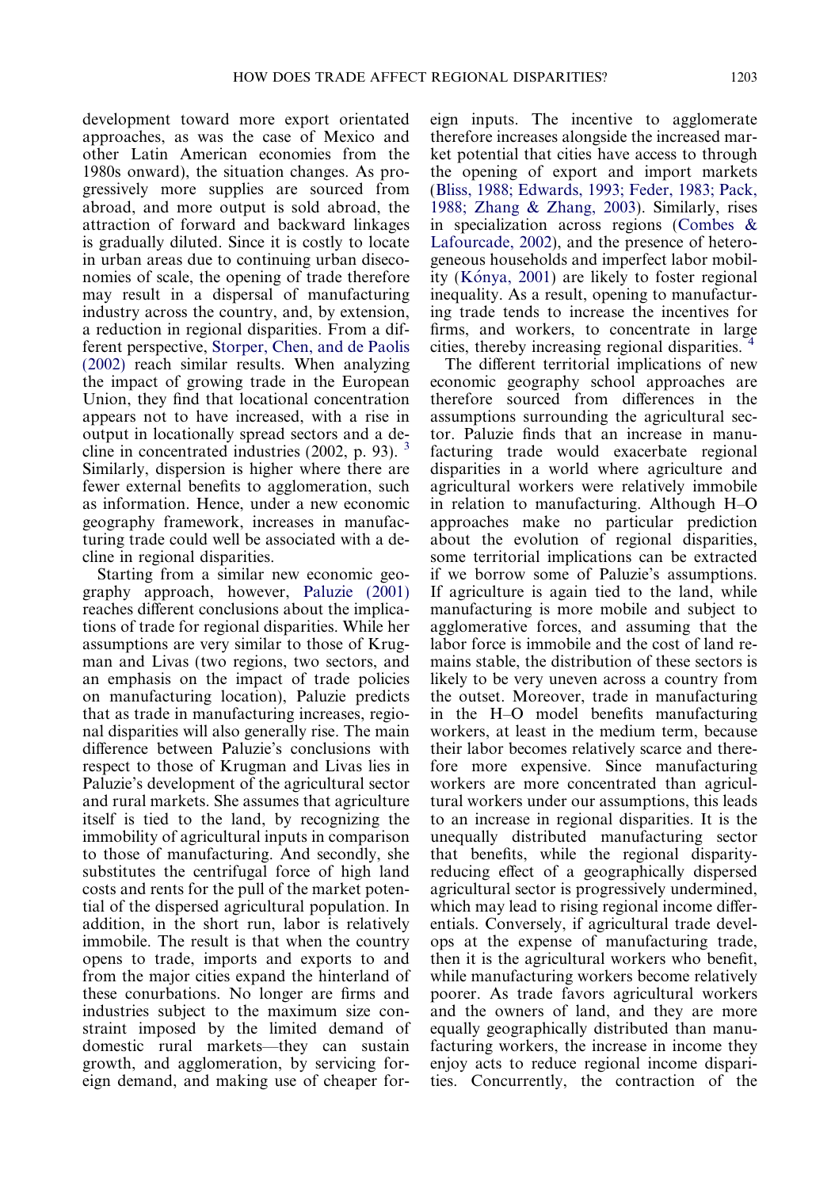development toward more export orientated approaches, as was the case of Mexico and other Latin American economies from the 1980s onward), the situation changes. As progressively more supplies are sourced from abroad, and more output is sold abroad, the attraction of forward and backward linkages is gradually diluted. Since it is costly to locate in urban areas due to continuing urban diseconomies of scale, the opening of trade therefore may result in a dispersal of manufacturing industry across the country, and, by extension, a reduction in regional disparities. From a different perspective, Storper, Chen, and de Paolis (2002) reach similar results. When analyzing the impact of growing trade in the European Union, they find that locational concentration appears not to have increased, with a rise in output in locationally spread sectors and a decline in concentrated industries (2002, p. 93). [3] Similarly, dispersion is higher where there are fewer external benefits to agglomeration, such as information. Hence, under a new economic geography framework, increases in manufacturing trade could well be associated with a decline in regional disparities.

Starting from a similar new economic geography approach, however, Paluzie (2001) reaches different conclusions about the implications of trade for regional disparities. While her assumptions are very similar to those of Krugman and Livas (two regions, two sectors, and an emphasis on the impact of trade policies on manufacturing location), Paluzie predicts that as trade in manufacturing increases, regional disparities will also generally rise. The main difference between Paluzie's conclusions with respect to those of Krugman and Livas lies in Paluzie's development of the agricultural sector and rural markets. She assumes that agriculture itself is tied to the land, by recognizing the immobility of agricultural inputs in comparison to those of manufacturing. And secondly, she substitutes the centrifugal force of high land costs and rents for the pull of the market potential of the dispersed agricultural population. In addition, in the short run, labor is relatively immobile. The result is that when the country opens to trade, imports and exports to and from the major cities expand the hinterland of these conurbations. No longer are firms and industries subject to the maximum size constraint imposed by the limited demand of domestic rural markets—they can sustain growth, and agglomeration, by servicing foreign demand, and making use of cheaper foreign inputs. The incentive to agglomerate therefore increases alongside the increased market potential that cities have access to through the opening of export and import markets (Bliss, 1988; Edwards, 1993; Feder, 1983; Pack, 1988; Zhang & Zhang, 2003). Similarly, rises in specialization across regions (Combes & Lafourcade, 2002), and the presence of heterogeneous households and imperfect labor mobility (Kónya, 2001) are likely to foster regional inequality. As a result, opening to manufacturing trade tends to increase the incentives for firms, and workers, to concentrate in large cities, thereby increasing regional disparities. [4]

The different territorial implications of new economic geography school approaches are therefore sourced from differences in the assumptions surrounding the agricultural sector. Paluzie finds that an increase in manufacturing trade would exacerbate regional disparities in a world where agriculture and agricultural workers were relatively immobile in relation to manufacturing. Although H–O approaches make no particular prediction about the evolution of regional disparities, some territorial implications can be extracted if we borrow some of Paluzie's assumptions. If agriculture is again tied to the land, while manufacturing is more mobile and subject to agglomerative forces, and assuming that the labor force is immobile and the cost of land remains stable, the distribution of these sectors is likely to be very uneven across a country from the outset. Moreover, trade in manufacturing in the H–O model benefits manufacturing workers, at least in the medium term, because their labor becomes relatively scarce and therefore more expensive. Since manufacturing workers are more concentrated than agricultural workers under our assumptions, this leads to an increase in regional disparities. It is the unequally distributed manufacturing sector that benefits, while the regional disparity-reducing effect of a geographically dispersed agricultural sector is progressively undermined, which may lead to rising regional income differentials. Conversely, if agricultural trade develops at the expense of manufacturing trade, then it is the agricultural workers who benefit, while manufacturing workers become relatively poorer. As trade favors agricultural workers and the owners of land, and they are more equally geographically distributed than manufacturing workers, the increase in income they enjoy acts to reduce regional income disparities. Concurrently, the contraction of the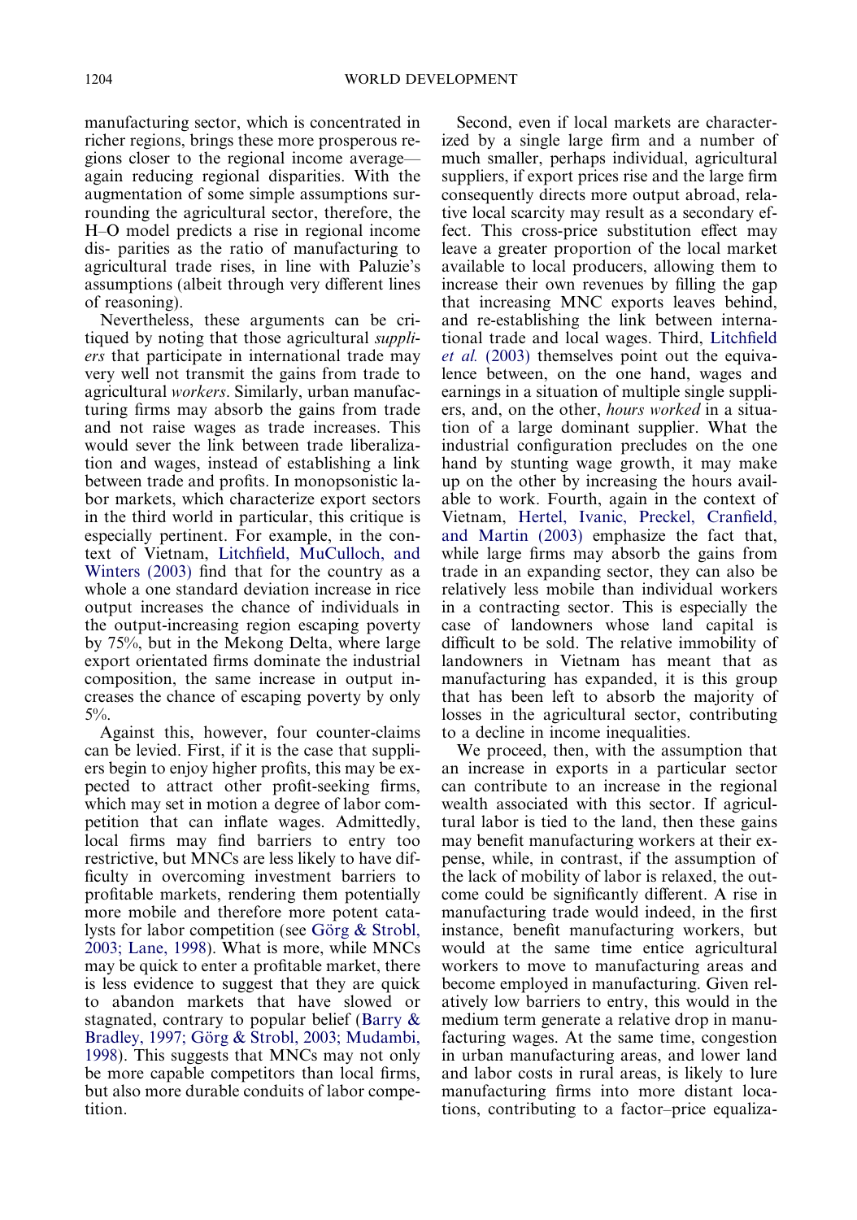manufacturing sector, which is concentrated in richer regions, brings these more prosperous regions closer to the regional income average—again reducing regional disparities. With the augmentation of some simple assumptions surrounding the agricultural sector, therefore, the H–O model predicts a rise in regional income dis- parities as the ratio of manufacturing to agricultural trade rises, in line with Paluzie's assumptions (albeit through very different lines of reasoning).

Nevertheless, these arguments can be critiqued by noting that those agricultural *suppliers* that participate in international trade may very well not transmit the gains from trade to agricultural *workers*. Similarly, urban manufacturing firms may absorb the gains from trade and not raise wages as trade increases. This would sever the link between trade liberalization and wages, instead of establishing a link between trade and profits. In monopsonistic labor markets, which characterize export sectors in the third world in particular, this critique is especially pertinent. For example, in the context of Vietnam, Litchfield, MuCulloch, and Winters (2003) find that for the country as a whole a one standard deviation increase in rice output increases the chance of individuals in the output-increasing region escaping poverty by 75%, but in the Mekong Delta, where large export orientated firms dominate the industrial composition, the same increase in output increases the chance of escaping poverty by only 5%.

Against this, however, four counter-claims can be levied. First, if it is the case that suppliers begin to enjoy higher profits, this may be expected to attract other profit-seeking firms, which may set in motion a degree of labor competition that can inflate wages. Admittedly, local firms may find barriers to entry too restrictive, but MNCs are less likely to have difficulty in overcoming investment barriers to profitable markets, rendering them potentially more mobile and therefore more potent catalysts for labor competition (see Görg & Strobl, 2003; Lane, 1998). What is more, while MNCs may be quick to enter a profitable market, there is less evidence to suggest that they are quick to abandon markets that have slowed or stagnated, contrary to popular belief (Barry & Bradley, 1997; Görg & Strobl, 2003; Mudambi, 1998). This suggests that MNCs may not only be more capable competitors than local firms, but also more durable conduits of labor competition.

Second, even if local markets are characterized by a single large firm and a number of much smaller, perhaps individual, agricultural suppliers, if export prices rise and the large firm consequently directs more output abroad, relative local scarcity may result as a secondary effect. This cross-price substitution effect may leave a greater proportion of the local market available to local producers, allowing them to increase their own revenues by filling the gap that increasing MNC exports leaves behind, and re-establishing the link between international trade and local wages. Third, Litchfield *et al.* (2003) themselves point out the equivalence between, on the one hand, wages and earnings in a situation of multiple single suppliers, and, on the other, *hours worked* in a situation of a large dominant supplier. What the industrial configuration precludes on the one hand by stunting wage growth, it may make up on the other by increasing the hours available to work. Fourth, again in the context of Vietnam, Hertel, Ivanic, Preckel, Cranfield, and Martin (2003) emphasize the fact that, while large firms may absorb the gains from trade in an expanding sector, they can also be relatively less mobile than individual workers in a contracting sector. This is especially the case of landowners whose land capital is difficult to be sold. The relative immobility of landowners in Vietnam has meant that as manufacturing has expanded, it is this group that has been left to absorb the majority of losses in the agricultural sector, contributing to a decline in income inequalities.

We proceed, then, with the assumption that an increase in exports in a particular sector can contribute to an increase in the regional wealth associated with this sector. If agricultural labor is tied to the land, then these gains may benefit manufacturing workers at their expense, while, in contrast, if the assumption of the lack of mobility of labor is relaxed, the outcome could be significantly different. A rise in manufacturing trade would indeed, in the first instance, benefit manufacturing workers, but would at the same time entice agricultural workers to move to manufacturing areas and become employed in manufacturing. Given relatively low barriers to entry, this would in the medium term generate a relative drop in manufacturing wages. At the same time, congestion in urban manufacturing areas, and lower land and labor costs in rural areas, is likely to lure manufacturing firms into more distant locations, contributing to a factor–price equaliza-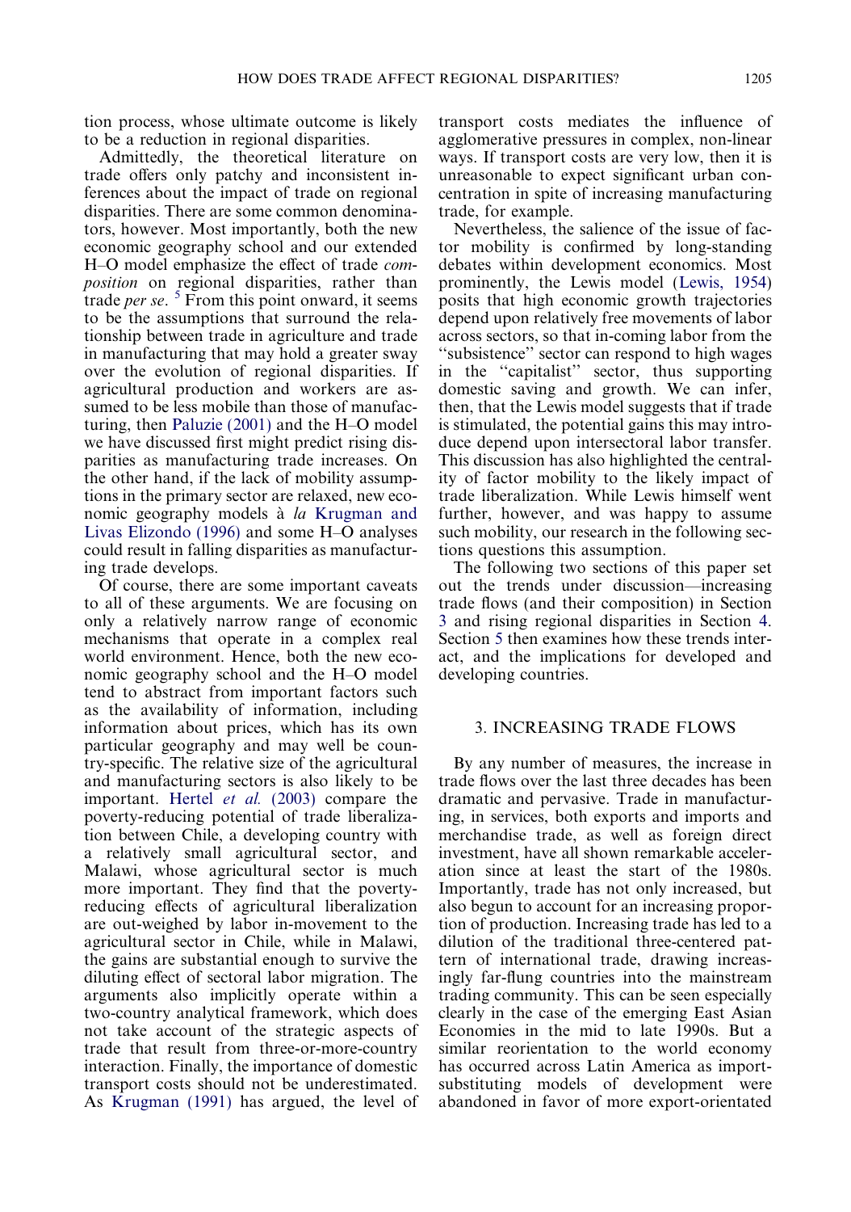tion process, whose ultimate outcome is likely to be a reduction in regional disparities.

Admittedly, the theoretical literature on trade offers only patchy and inconsistent inferences about the impact of trade on regional disparities. There are some common denominators, however. Most importantly, both the new economic geography school and our extended H–O model emphasize the effect of trade *composition* on regional disparities, rather than trade *per se*. [5] From this point onward, it seems to be the assumptions that surround the relationship between trade in agriculture and trade in manufacturing that may hold a greater sway over the evolution of regional disparities. If agricultural production and workers are assumed to be less mobile than those of manufacturing, then Paluzie (2001) and the H–O model we have discussed first might predict rising disparities as manufacturing trade increases. On the other hand, if the lack of mobility assumptions in the primary sector are relaxed, new economic geography models à *la* Krugman and Livas Elizondo (1996) and some H–O analyses could result in falling disparities as manufacturing trade develops.

Of course, there are some important caveats to all of these arguments. We are focusing on only a relatively narrow range of economic mechanisms that operate in a complex real world environment. Hence, both the new economic geography school and the H–O model tend to abstract from important factors such as the availability of information, including information about prices, which has its own particular geography and may well be country-specific. The relative size of the agricultural and manufacturing sectors is also likely to be important. Hertel *et al.* (2003) compare the poverty-reducing potential of trade liberalization between Chile, a developing country with a relatively small agricultural sector, and Malawi, whose agricultural sector is much more important. They find that the poverty-reducing effects of agricultural liberalization are out-weighed by labor in-movement to the agricultural sector in Chile, while in Malawi, the gains are substantial enough to survive the diluting effect of sectoral labor migration. The arguments also implicitly operate within a two-country analytical framework, which does not take account of the strategic aspects of trade that result from three-or-more-country interaction. Finally, the importance of domestic transport costs should not be underestimated. As Krugman (1991) has argued, the level of transport costs mediates the influence of agglomerative pressures in complex, non-linear ways. If transport costs are very low, then it is unreasonable to expect significant urban concentration in spite of increasing manufacturing trade, for example.

Nevertheless, the salience of the issue of factor mobility is confirmed by long-standing debates within development economics. Most prominently, the Lewis model (Lewis, 1954) posits that high economic growth trajectories depend upon relatively free movements of labor across sectors, so that in-coming labor from the "subsistence" sector can respond to high wages in the "capitalist" sector, thus supporting domestic saving and growth. We can infer, then, that the Lewis model suggests that if trade is stimulated, the potential gains this may introduce depend upon intersectoral labor transfer. This discussion has also highlighted the centrality of factor mobility to the likely impact of trade liberalization. While Lewis himself went further, however, and was happy to assume such mobility, our research in the following sections questions this assumption.

The following two sections of this paper set out the trends under discussion—increasing trade flows (and their composition) in Section 3 and rising regional disparities in Section 4. Section 5 then examines how these trends interact, and the implications for developed and developing countries.

## 3. INCREASING TRADE FLOWS

By any number of measures, the increase in trade flows over the last three decades has been dramatic and pervasive. Trade in manufacturing, in services, both exports and imports and merchandise trade, as well as foreign direct investment, have all shown remarkable acceleration since at least the start of the 1980s. Importantly, trade has not only increased, but also begun to account for an increasing proportion of production. Increasing trade has led to a dilution of the traditional three-centered pattern of international trade, drawing increasingly far-flung countries into the mainstream trading community. This can be seen especially clearly in the case of the emerging East Asian Economies in the mid to late 1990s. But a similar reorientation to the world economy has occurred across Latin America as import-substituting models of development were abandoned in favor of more export-orientated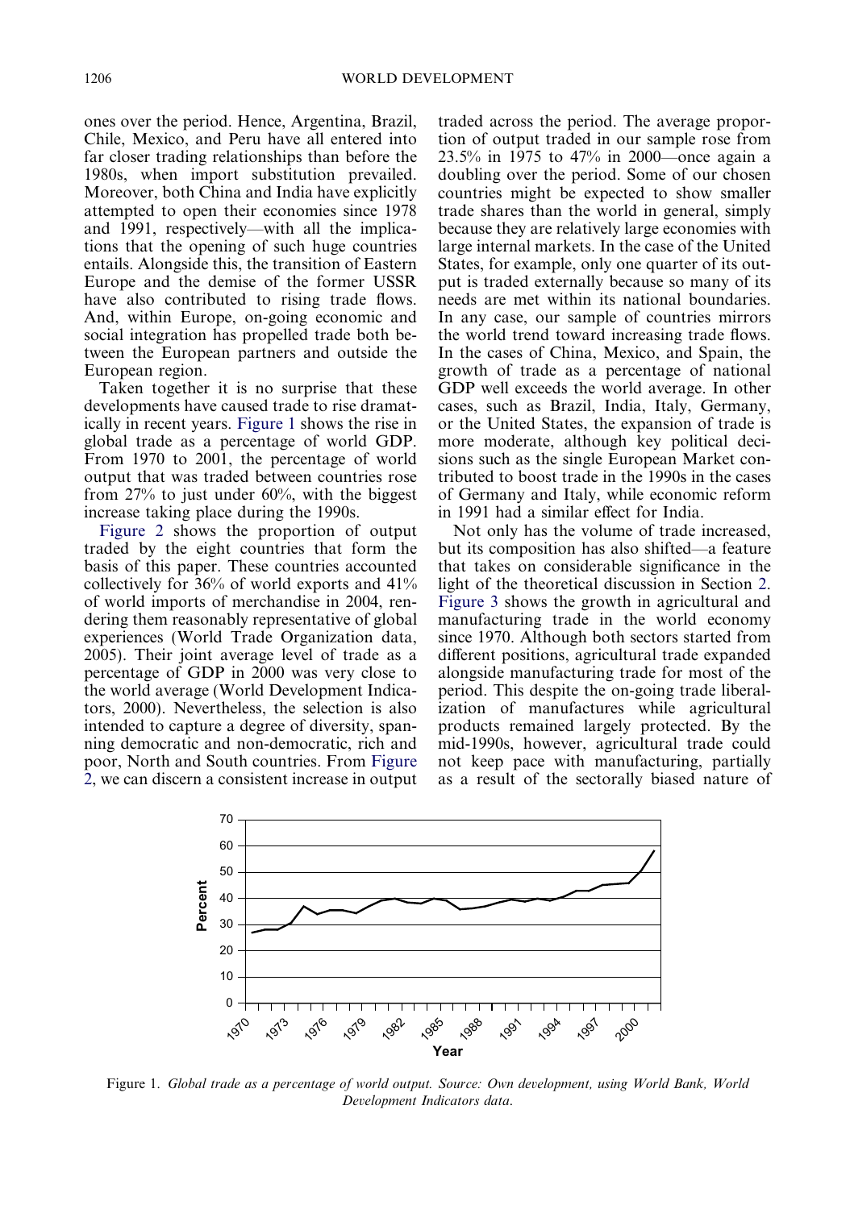ones over the period. Hence, Argentina, Brazil, Chile, Mexico, and Peru have all entered into far closer trading relationships than before the 1980s, when import substitution prevailed. Moreover, both China and India have explicitly attempted to open their economies since 1978 and 1991, respectively—with all the implications that the opening of such huge countries entails. Alongside this, the transition of Eastern Europe and the demise of the former USSR have also contributed to rising trade flows. And, within Europe, on-going economic and social integration has propelled trade both between the European partners and outside the European region.

Taken together it is no surprise that these developments have caused trade to rise dramatically in recent years. Figure 1 shows the rise in global trade as a percentage of world GDP. From 1970 to 2001, the percentage of world output that was traded between countries rose from 27% to just under 60%, with the biggest increase taking place during the 1990s.

Figure 2 shows the proportion of output traded by the eight countries that form the basis of this paper. These countries accounted collectively for 36% of world exports and 41% of world imports of merchandise in 2004, rendering them reasonably representative of global experiences (World Trade Organization data, 2005). Their joint average level of trade as a percentage of GDP in 2000 was very close to the world average (World Development Indicators, 2000). Nevertheless, the selection is also intended to capture a degree of diversity, spanning democratic and non-democratic, rich and poor, North and South countries. From Figure 2, we can discern a consistent increase in output traded across the period. The average proportion of output traded in our sample rose from 23.5% in 1975 to 47% in 2000—once again a doubling over the period. Some of our chosen countries might be expected to show smaller trade shares than the world in general, simply because they are relatively large economies with large internal markets. In the case of the United States, for example, only one quarter of its output is traded externally because so many of its needs are met within its national boundaries. In any case, our sample of countries mirrors the world trend toward increasing trade flows. In the cases of China, Mexico, and Spain, the growth of trade as a percentage of national GDP well exceeds the world average. In other cases, such as Brazil, India, Italy, Germany, or the United States, the expansion of trade is more moderate, although key political decisions such as the single European Market contributed to boost trade in the 1990s in the cases of Germany and Italy, while economic reform in 1991 had a similar effect for India.

Not only has the volume of trade increased, but its composition has also shifted—a feature that takes on considerable significance in the light of the theoretical discussion in Section 2. Figure 3 shows the growth in agricultural and manufacturing trade in the world economy since 1970. Although both sectors started from different positions, agricultural trade expanded alongside manufacturing trade for most of the period. This despite the on-going trade liberalization of manufactures while agricultural products remained largely protected. By the mid-1990s, however, agricultural trade could not keep pace with manufacturing, partially as a result of the sectorally biased nature of

Figure 1. *Global trade as a percentage of world output. Source: Own development, using World Bank, World Development Indicators data.*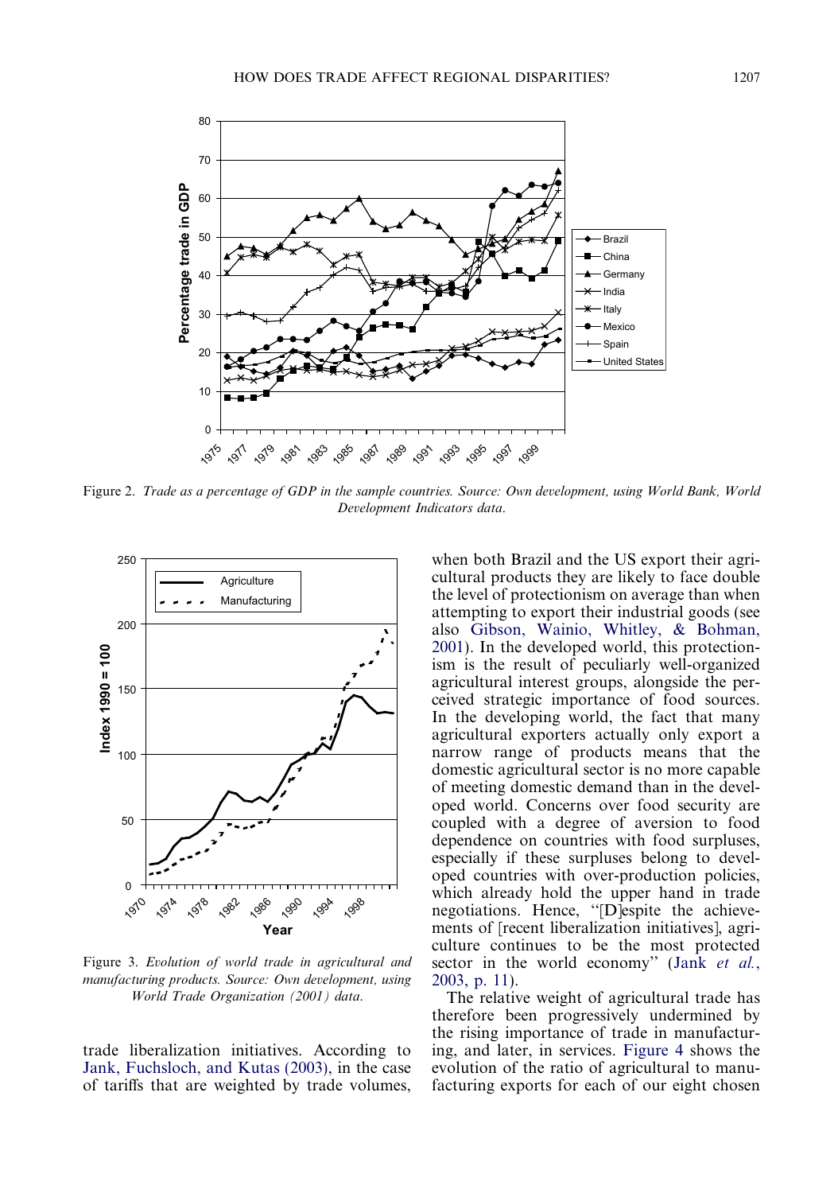Figure 2. *Trade as a percentage of GDP in the sample countries. Source: Own development, using World Bank, World Development Indicators data.*

Figure 3. *Evolution of world trade in agricultural and manufacturing products. Source: Own development, using World Trade Organization (2001) data.*

trade liberalization initiatives. According to Jank, Fuchsloch, and Kutas (2003), in the case of tariffs that are weighted by trade volumes, when both Brazil and the US export their agricultural products they are likely to face double the level of protectionism on average than when attempting to export their industrial goods (see also Gibson, Wainio, Whitley, & Bohman, 2001). In the developed world, this protectionism is the result of peculiarly well-organized agricultural interest groups, alongside the perceived strategic importance of food sources. In the developing world, the fact that many agricultural exporters actually only export a narrow range of products means that the domestic agricultural sector is no more capable of meeting domestic demand than in the developed world. Concerns over food security are coupled with a degree of aversion to food dependence on countries with food surpluses, especially if these surpluses belong to developed countries with over-production policies, which already hold the upper hand in trade negotiations. Hence, "[D]espite the achievements of [recent liberalization initiatives], agriculture continues to be the most protected sector in the world economy" (Jank *et al.*, 2003, p. 11).

The relative weight of agricultural trade has therefore been progressively undermined by the rising importance of trade in manufacturing, and later, in services. Figure 4 shows the evolution of the ratio of agricultural to manufacturing exports for each of our eight chosen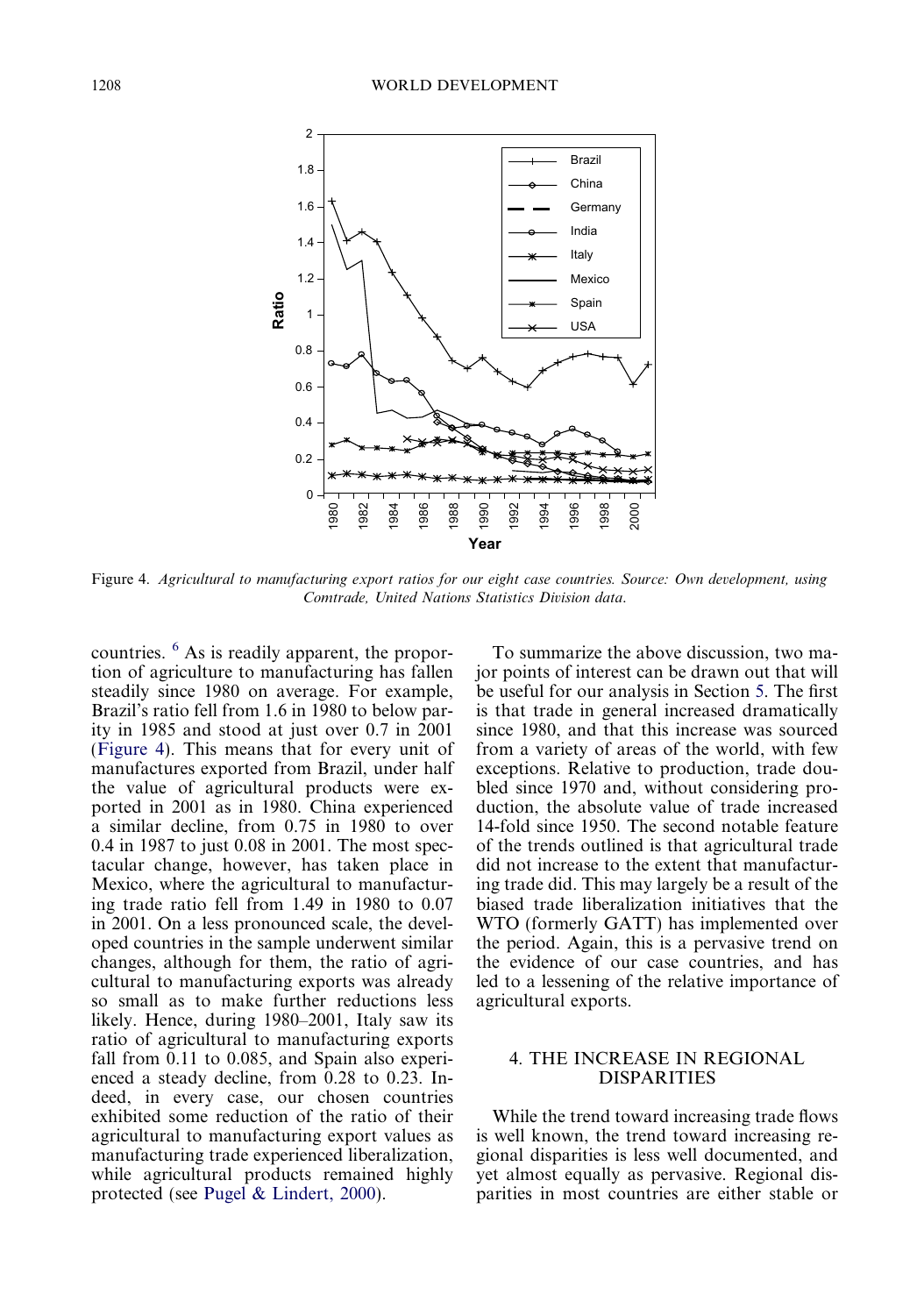Figure 4. *Agricultural to manufacturing export ratios for our eight case countries. Source: Own development, using Comtrade, United Nations Statistics Division data.*

countries. [6] As is readily apparent, the proportion of agriculture to manufacturing has fallen steadily since 1980 on average. For example, Brazil's ratio fell from 1.6 in 1980 to below parity in 1985 and stood at just over 0.7 in 2001 (Figure 4). This means that for every unit of manufactures exported from Brazil, under half the value of agricultural products were exported in 2001 as in 1980. China experienced a similar decline, from 0.75 in 1980 to over 0.4 in 1987 to just 0.08 in 2001. The most spectacular change, however, has taken place in Mexico, where the agricultural to manufacturing trade ratio fell from 1.49 in 1980 to 0.07 in 2001. On a less pronounced scale, the developed countries in the sample underwent similar changes, although for them, the ratio of agricultural to manufacturing exports was already so small as to make further reductions less likely. Hence, during 1980–2001, Italy saw its ratio of agricultural to manufacturing exports fall from 0.11 to 0.085, and Spain also experienced a steady decline, from 0.28 to 0.23. Indeed, in every case, our chosen countries exhibited some reduction of the ratio of their agricultural to manufacturing export values as manufacturing trade experienced liberalization, while agricultural products remained highly protected (see Pugel & Lindert, 2000).

To summarize the above discussion, two major points of interest can be drawn out that will be useful for our analysis in Section 5. The first is that trade in general increased dramatically since 1980, and that this increase was sourced from a variety of areas of the world, with few exceptions. Relative to production, trade doubled since 1970 and, without considering production, the absolute value of trade increased 14-fold since 1950. The second notable feature of the trends outlined is that agricultural trade did not increase to the extent that manufacturing trade did. This may largely be a result of the biased trade liberalization initiatives that the WTO (formerly GATT) has implemented over the period. Again, this is a pervasive trend on the evidence of our case countries, and has led to a lessening of the relative importance of agricultural exports.

## 4. THE INCREASE IN REGIONAL DISPARITIES

While the trend toward increasing trade flows is well known, the trend toward increasing regional disparities is less well documented, and yet almost equally as pervasive. Regional disparities in most countries are either stable or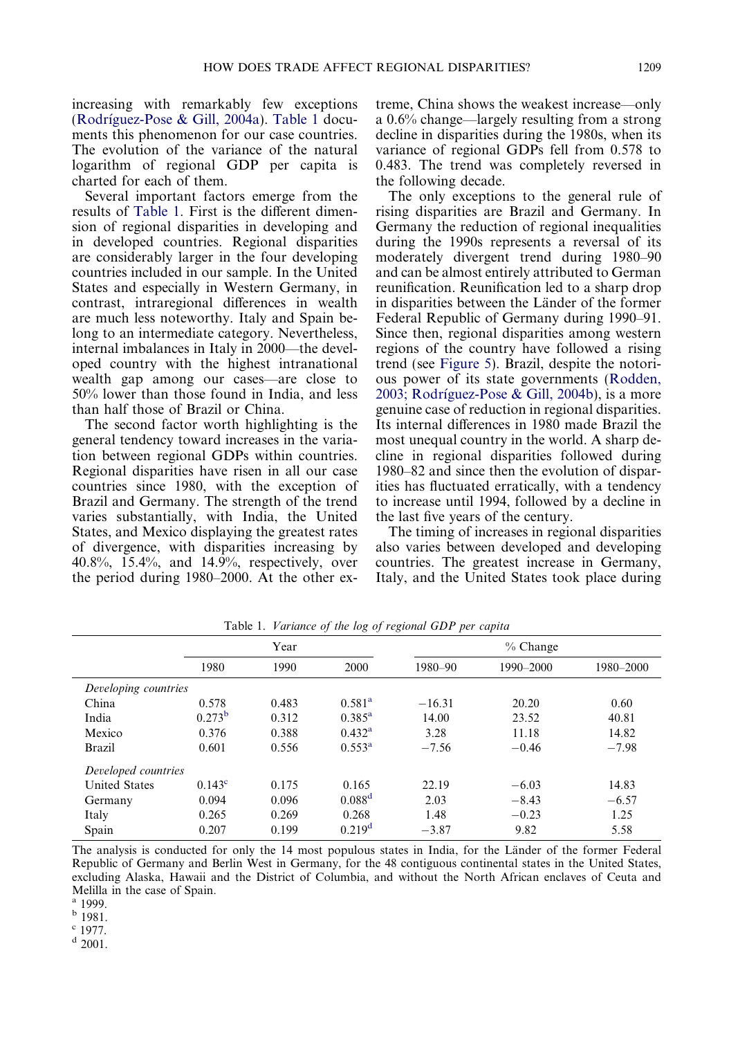increasing with remarkably few exceptions (Rodríguez-Pose & Gill, 2004a). Table 1 documents this phenomenon for our case countries. The evolution of the variance of the natural logarithm of regional GDP per capita is charted for each of them.

Several important factors emerge from the results of Table 1. First is the different dimension of regional disparities in developing and in developed countries. Regional disparities are considerably larger in the four developing countries included in our sample. In the United States and especially in Western Germany, in contrast, intraregional differences in wealth are much less noteworthy. Italy and Spain belong to an intermediate category. Nevertheless, internal imbalances in Italy in 2000—the developed country with the highest intranational wealth gap among our cases—are close to 50% lower than those found in India, and less than half those of Brazil or China.

The second factor worth highlighting is the general tendency toward increases in the variation between regional GDPs within countries. Regional disparities have risen in all our case countries since 1980, with the exception of Brazil and Germany. The strength of the trend varies substantially, with India, the United States, and Mexico displaying the greatest rates of divergence, with disparities increasing by 40.8%, 15.4%, and 14.9%, respectively, over the period during 1980–2000. At the other extreme, China shows the weakest increase—only a 0.6% change—largely resulting from a strong decline in disparities during the 1980s, when its variance of regional GDPs fell from 0.578 to 0.483. The trend was completely reversed in the following decade.

The only exceptions to the general rule of rising disparities are Brazil and Germany. In Germany the reduction of regional inequalities during the 1990s represents a reversal of its moderately divergent trend during 1980–90 and can be almost entirely attributed to German reunification. Reunification led to a sharp drop in disparities between the Länder of the former Federal Republic of Germany during 1990–91. Since then, regional disparities among western regions of the country have followed a rising trend (see Figure 5). Brazil, despite the notorious power of its state governments (Rodden, 2003; Rodríguez-Pose & Gill, 2004b), is a more genuine case of reduction in regional disparities. Its internal differences in 1980 made Brazil the most unequal country in the world. A sharp decline in regional disparities followed during 1980–82 and since then the evolution of disparities has fluctuated erratically, with a tendency to increase until 1994, followed by a decline in the last five years of the century.

The timing of increases in regional disparities also varies between developed and developing countries. The greatest increase in Germany, Italy, and the United States took place during

Table 1. *Variance of the log of regional GDP per capita*

| | Year | | | % Change | | |
|---|---|---|---|---|---|---|
| | 1980 | 1990 | 2000 | 1980–90 | 1990–2000 | 1980–2000 |
| *Developing countries* | | | | | | |
| China | 0.578 | 0.483 | 0.581[a] | −16.31 | 20.20 | 0.60 |
| India | 0.273[b] | 0.312 | 0.385[a] | 14.00 | 23.52 | 40.81 |
| Mexico | 0.376 | 0.388 | 0.432[a] | 3.28 | 11.18 | 14.82 |
| Brazil | 0.601 | 0.556 | 0.553[a] | −7.56 | −0.46 | −7.98 |
| *Developed countries* | | | | | | |
| United States | 0.143[c] | 0.175 | 0.165 | 22.19 | −6.03 | 14.83 |
| Germany | 0.094 | 0.096 | 0.088[d] | 2.03 | −8.43 | −6.57 |
| Italy | 0.265 | 0.269 | 0.268 | 1.48 | −0.23 | 1.25 |
| Spain | 0.207 | 0.199 | 0.219[d] | −3.87 | 9.82 | 5.58 |

The analysis is conducted for only the 14 most populous states in India, for the Länder of the former Federal Republic of Germany and Berlin West in Germany, for the 48 contiguous continental states in the United States, excluding Alaska, Hawaii and the District of Columbia, and without the North African enclaves of Ceuta and Melilla in the case of Spain.

[a] 1999.

[b] 1981.

[c] 1977.

[d] 2001.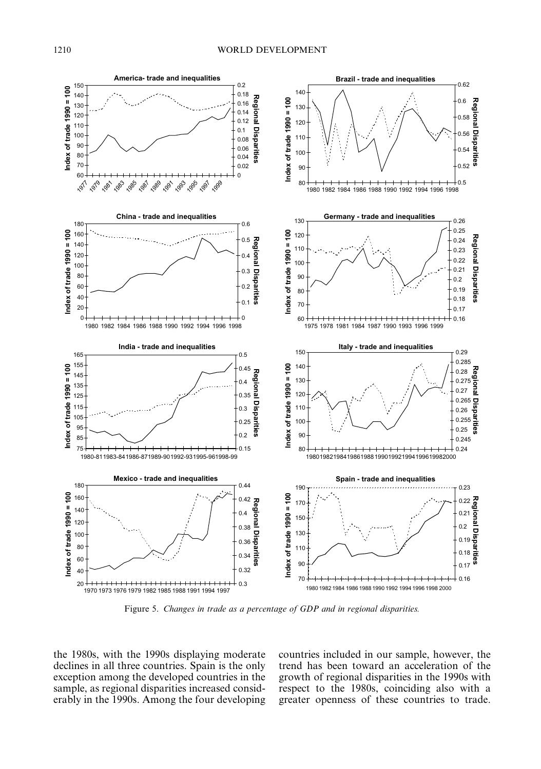Figure 5. *Changes in trade as a percentage of GDP and in regional disparities.*

the 1980s, with the 1990s displaying moderate declines in all three countries. Spain is the only exception among the developed countries in the sample, as regional disparities increased considerably in the 1990s. Among the four developing countries included in our sample, however, the trend has been toward an acceleration of the growth of regional disparities in the 1990s with respect to the 1980s, coinciding also with a greater openness of these countries to trade.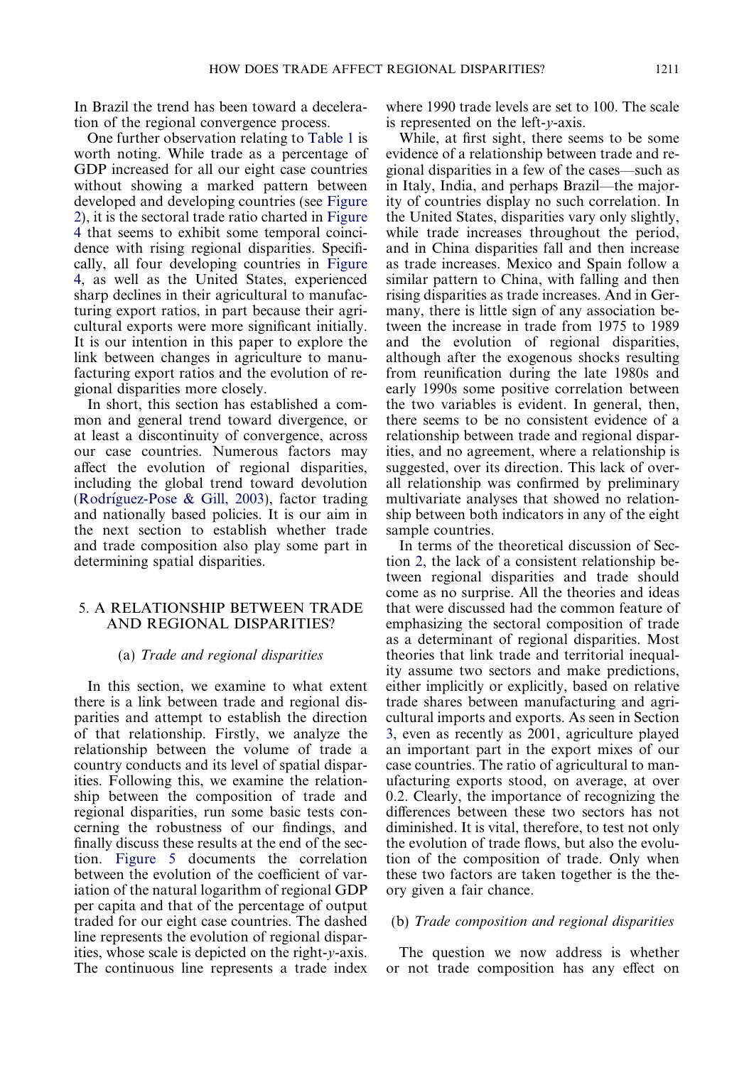In Brazil the trend has been toward a deceleration of the regional convergence process.

One further observation relating to Table 1 is worth noting. While trade as a percentage of GDP increased for all our eight case countries without showing a marked pattern between developed and developing countries (see Figure 2), it is the sectoral trade ratio charted in Figure 4 that seems to exhibit some temporal coincidence with rising regional disparities. Specifically, all four developing countries in Figure 4, as well as the United States, experienced sharp declines in their agricultural to manufacturing export ratios, in part because their agricultural exports were more significant initially. It is our intention in this paper to explore the link between changes in agriculture to manufacturing export ratios and the evolution of regional disparities more closely.

In short, this section has established a common and general trend toward divergence, or at least a discontinuity of convergence, across our case countries. Numerous factors may affect the evolution of regional disparities, including the global trend toward devolution (Rodríguez-Pose & Gill, 2003), factor trading and nationally based policies. It is our aim in the next section to establish whether trade and trade composition also play some part in determining spatial disparities.

## 5. A RELATIONSHIP BETWEEN TRADE AND REGIONAL DISPARITIES?

### (a) *Trade and regional disparities*

In this section, we examine to what extent there is a link between trade and regional disparities and attempt to establish the direction of that relationship. Firstly, we analyze the relationship between the volume of trade a country conducts and its level of spatial disparities. Following this, we examine the relationship between the composition of trade and regional disparities, run some basic tests concerning the robustness of our findings, and finally discuss these results at the end of the section. Figure 5 documents the correlation between the evolution of the coefficient of variation of the natural logarithm of regional GDP per capita and that of the percentage of output traded for our eight case countries. The dashed line represents the evolution of regional disparities, whose scale is depicted on the right-*y*-axis. The continuous line represents a trade index where 1990 trade levels are set to 100. The scale is represented on the left-*y*-axis.

While, at first sight, there seems to be some evidence of a relationship between trade and regional disparities in a few of the cases—such as in Italy, India, and perhaps Brazil—the majority of countries display no such correlation. In the United States, disparities vary only slightly, while trade increases throughout the period, and in China disparities fall and then increase as trade increases. Mexico and Spain follow a similar pattern to China, with falling and then rising disparities as trade increases. And in Germany, there is little sign of any association between the increase in trade from 1975 to 1989 and the evolution of regional disparities, although after the exogenous shocks resulting from reunification during the late 1980s and early 1990s some positive correlation between the two variables is evident. In general, then, there seems to be no consistent evidence of a relationship between trade and regional disparities, and no agreement, where a relationship is suggested, over its direction. This lack of overall relationship was confirmed by preliminary multivariate analyses that showed no relationship between both indicators in any of the eight sample countries.

In terms of the theoretical discussion of Section 2, the lack of a consistent relationship between regional disparities and trade should come as no surprise. All the theories and ideas that were discussed had the common feature of emphasizing the sectoral composition of trade as a determinant of regional disparities. Most theories that link trade and territorial inequality assume two sectors and make predictions, either implicitly or explicitly, based on relative trade shares between manufacturing and agricultural imports and exports. As seen in Section 3, even as recently as 2001, agriculture played an important part in the export mixes of our case countries. The ratio of agricultural to manufacturing exports stood, on average, at over 0.2. Clearly, the importance of recognizing the differences between these two sectors has not diminished. It is vital, therefore, to test not only the evolution of trade flows, but also the evolution of the composition of trade. Only when these two factors are taken together is the theory given a fair chance.

### (b) *Trade composition and regional disparities*

The question we now address is whether or not trade composition has any effect on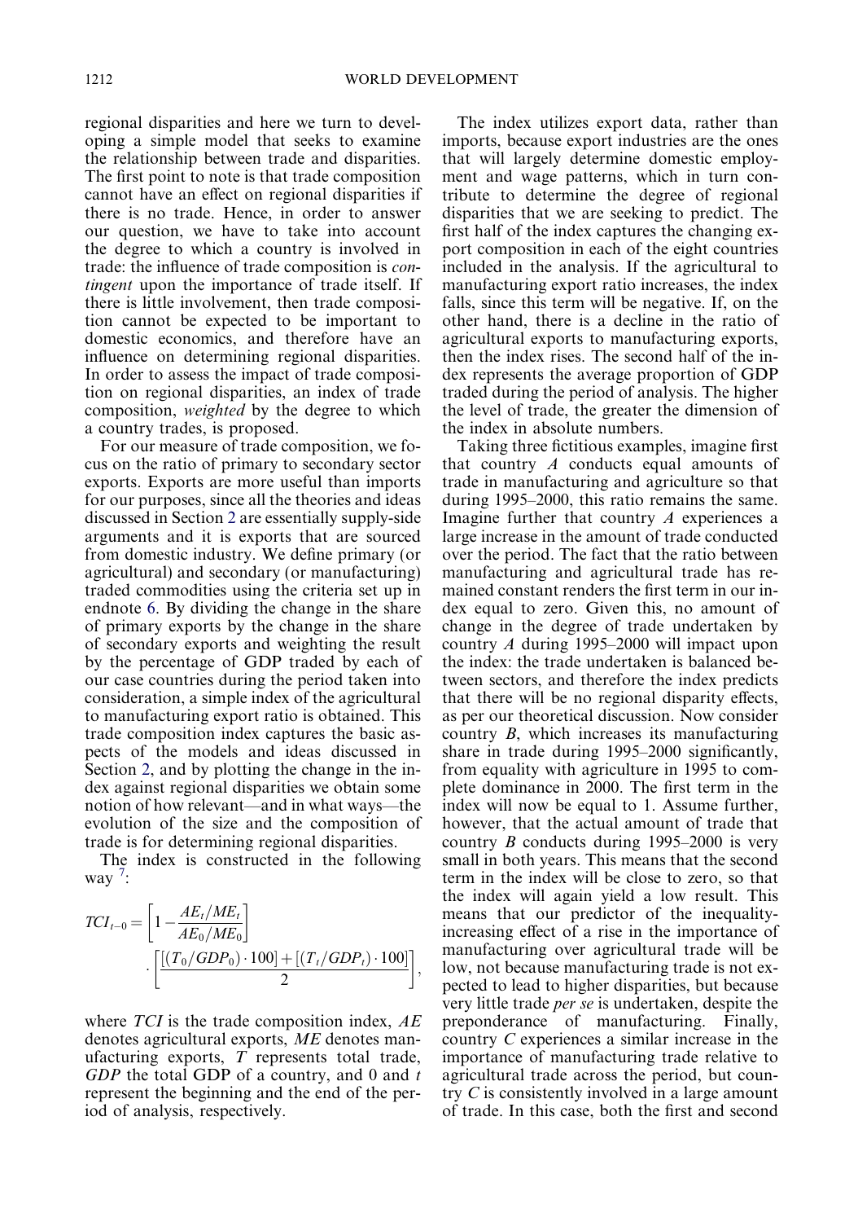regional disparities and here we turn to developing a simple model that seeks to examine the relationship between trade and disparities. The first point to note is that trade composition cannot have an effect on regional disparities if there is no trade. Hence, in order to answer our question, we have to take into account the degree to which a country is involved in trade: the influence of trade composition is *contingent* upon the importance of trade itself. If there is little involvement, then trade composition cannot be expected to be important to domestic economics, and therefore have an influence on determining regional disparities. In order to assess the impact of trade composition on regional disparities, an index of trade composition, *weighted* by the degree to which a country trades, is proposed.

For our measure of trade composition, we focus on the ratio of primary to secondary sector exports. Exports are more useful than imports for our purposes, since all the theories and ideas discussed in Section 2 are essentially supply-side arguments and it is exports that are sourced from domestic industry. We define primary (or agricultural) and secondary (or manufacturing) traded commodities using the criteria set up in endnote 6. By dividing the change in the share of primary exports by the change in the share of secondary exports and weighting the result by the percentage of GDP traded by each of our case countries during the period taken into consideration, a simple index of the agricultural to manufacturing export ratio is obtained. This trade composition index captures the basic aspects of the models and ideas discussed in Section 2, and by plotting the change in the index against regional disparities we obtain some notion of how relevant—and in what ways—the evolution of the size and the composition of trade is for determining regional disparities.

The index is constructed in the following way [7]:

$$TCI_{t-0} = \left[1 - \frac{AE_t/ME_t}{AE_0/ME_0}\right] \cdot \left[\frac{[(T_0/GDP_0) \cdot 100] + [(T_t/GDP_t) \cdot 100]}{2}\right],$$

where $TCI$ is the trade composition index, $AE$ denotes agricultural exports, $ME$ denotes manufacturing exports, $T$ represents total trade, $GDP$ the total GDP of a country, and 0 and $t$ represent the beginning and the end of the period of analysis, respectively.

The index utilizes export data, rather than imports, because export industries are the ones that will largely determine domestic employment and wage patterns, which in turn contribute to determine the degree of regional disparities that we are seeking to predict. The first half of the index captures the changing export composition in each of the eight countries included in the analysis. If the agricultural to manufacturing export ratio increases, the index falls, since this term will be negative. If, on the other hand, there is a decline in the ratio of agricultural exports to manufacturing exports, then the index rises. The second half of the index represents the average proportion of GDP traded during the period of analysis. The higher the level of trade, the greater the dimension of the index in absolute numbers.

Taking three fictitious examples, imagine first that country *A* conducts equal amounts of trade in manufacturing and agriculture so that during 1995–2000, this ratio remains the same. Imagine further that country *A* experiences a large increase in the amount of trade conducted over the period. The fact that the ratio between manufacturing and agricultural trade has remained constant renders the first term in our index equal to zero. Given this, no amount of change in the degree of trade undertaken by country *A* during 1995–2000 will impact upon the index: the trade undertaken is balanced between sectors, and therefore the index predicts that there will be no regional disparity effects, as per our theoretical discussion. Now consider country *B*, which increases its manufacturing share in trade during 1995–2000 significantly, from equality with agriculture in 1995 to complete dominance in 2000. The first term in the index will now be equal to 1. Assume further, however, that the actual amount of trade that country *B* conducts during 1995–2000 is very small in both years. This means that the second term in the index will be close to zero, so that the index will again yield a low result. This means that our predictor of the inequality-increasing effect of a rise in the importance of manufacturing over agricultural trade will be low, not because manufacturing trade is not expected to lead to higher disparities, but because very little trade *per se* is undertaken, despite the preponderance of manufacturing. Finally, country *C* experiences a similar increase in the importance of manufacturing trade relative to agricultural trade across the period, but country *C* is consistently involved in a large amount of trade. In this case, both the first and second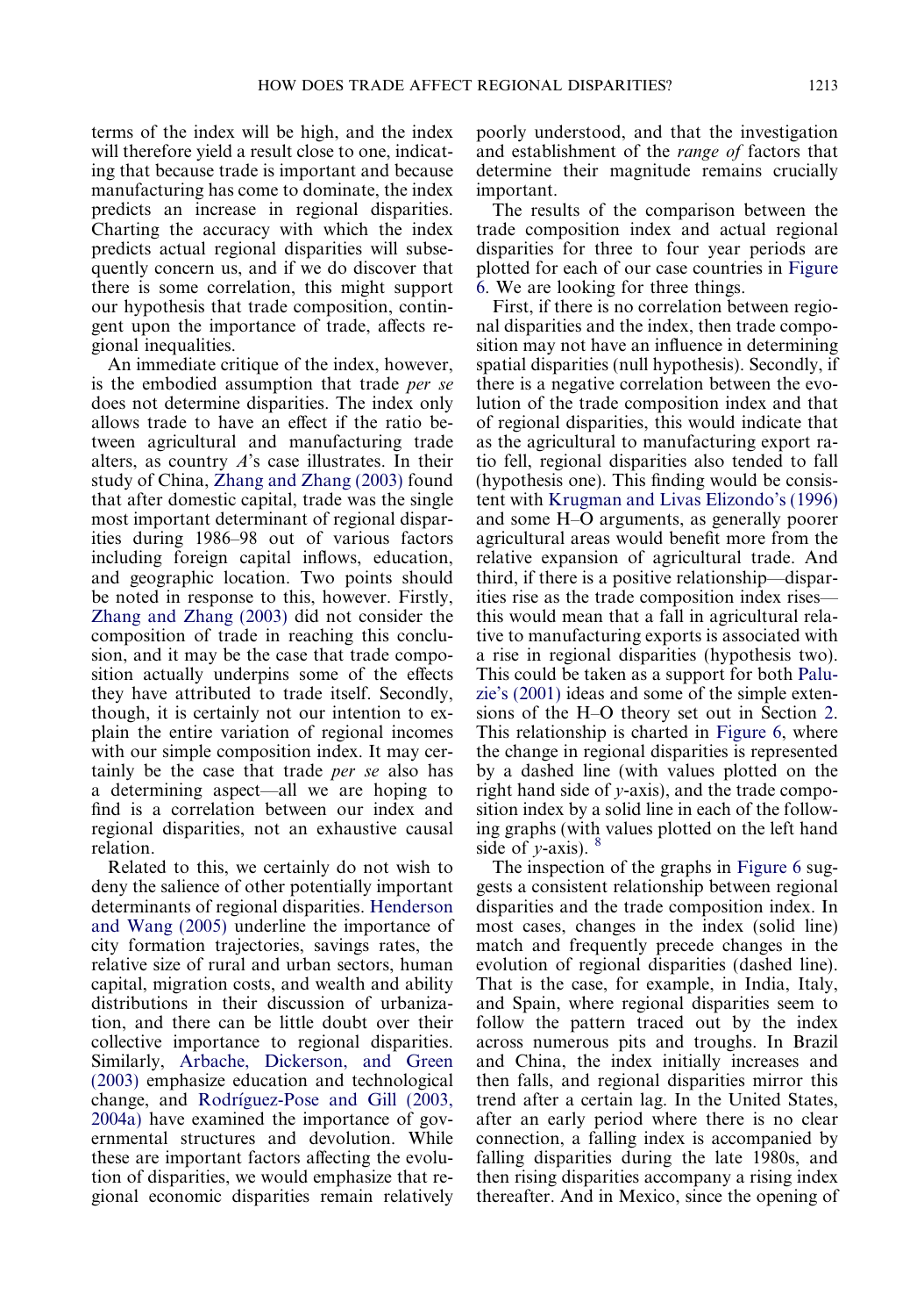terms of the index will be high, and the index will therefore yield a result close to one, indicating that because trade is important and because manufacturing has come to dominate, the index predicts an increase in regional disparities. Charting the accuracy with which the index predicts actual regional disparities will subsequently concern us, and if we do discover that there is some correlation, this might support our hypothesis that trade composition, contingent upon the importance of trade, affects regional inequalities.

An immediate critique of the index, however, is the embodied assumption that trade *per se* does not determine disparities. The index only allows trade to have an effect if the ratio between agricultural and manufacturing trade alters, as country *A*'s case illustrates. In their study of China, Zhang and Zhang (2003) found that after domestic capital, trade was the single most important determinant of regional disparities during 1986–98 out of various factors including foreign capital inflows, education, and geographic location. Two points should be noted in response to this, however. Firstly, Zhang and Zhang (2003) did not consider the composition of trade in reaching this conclusion, and it may be the case that trade composition actually underpins some of the effects they have attributed to trade itself. Secondly, though, it is certainly not our intention to explain the entire variation of regional incomes with our simple composition index. It may certainly be the case that trade *per se* also has a determining aspect—all we are hoping to find is a correlation between our index and regional disparities, not an exhaustive causal relation.

Related to this, we certainly do not wish to deny the salience of other potentially important determinants of regional disparities. Henderson and Wang (2005) underline the importance of city formation trajectories, savings rates, the relative size of rural and urban sectors, human capital, migration costs, and wealth and ability distributions in their discussion of urbanization, and there can be little doubt over their collective importance to regional disparities. Similarly, Arbache, Dickerson, and Green (2003) emphasize education and technological change, and Rodríguez-Pose and Gill (2003, 2004a) have examined the importance of governmental structures and devolution. While these are important factors affecting the evolution of disparities, we would emphasize that regional economic disparities remain relatively poorly understood, and that the investigation and establishment of the *range of* factors that determine their magnitude remains crucially important.

The results of the comparison between the trade composition index and actual regional disparities for three to four year periods are plotted for each of our case countries in Figure 6. We are looking for three things.

First, if there is no correlation between regional disparities and the index, then trade composition may not have an influence in determining spatial disparities (null hypothesis). Secondly, if there is a negative correlation between the evolution of the trade composition index and that of regional disparities, this would indicate that as the agricultural to manufacturing export ratio fell, regional disparities also tended to fall (hypothesis one). This finding would be consistent with Krugman and Livas Elizondo's (1996) and some H–O arguments, as generally poorer agricultural areas would benefit more from the relative expansion of agricultural trade. And third, if there is a positive relationship—disparities rise as the trade composition index rises—this would mean that a fall in agricultural relative to manufacturing exports is associated with a rise in regional disparities (hypothesis two). This could be taken as a support for both Paluzie's (2001) ideas and some of the simple extensions of the H–O theory set out in Section 2. This relationship is charted in Figure 6, where the change in regional disparities is represented by a dashed line (with values plotted on the right hand side of *y*-axis), and the trade composition index by a solid line in each of the following graphs (with values plotted on the left hand side of *y*-axis).[8]

The inspection of the graphs in Figure 6 suggests a consistent relationship between regional disparities and the trade composition index. In most cases, changes in the index (solid line) match and frequently precede changes in the evolution of regional disparities (dashed line). That is the case, for example, in India, Italy, and Spain, where regional disparities seem to follow the pattern traced out by the index across numerous pits and troughs. In Brazil and China, the index initially increases and then falls, and regional disparities mirror this trend after a certain lag. In the United States, after an early period where there is no clear connection, a falling index is accompanied by falling disparities during the late 1980s, and then rising disparities accompany a rising index thereafter. And in Mexico, since the opening of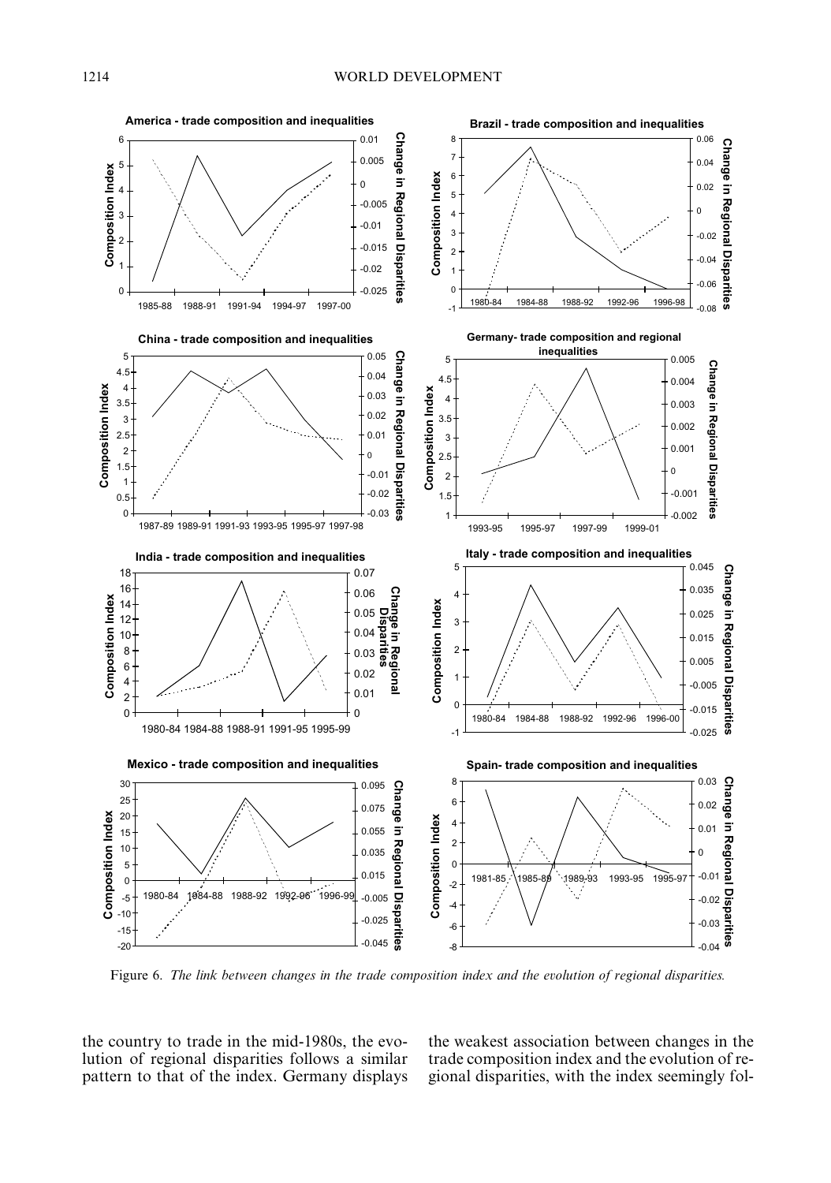Figure 6. *The link between changes in the trade composition index and the evolution of regional disparities.*

the country to trade in the mid-1980s, the evolution of regional disparities follows a similar pattern to that of the index. Germany displays the weakest association between changes in the trade composition index and the evolution of regional disparities, with the index seemingly fol-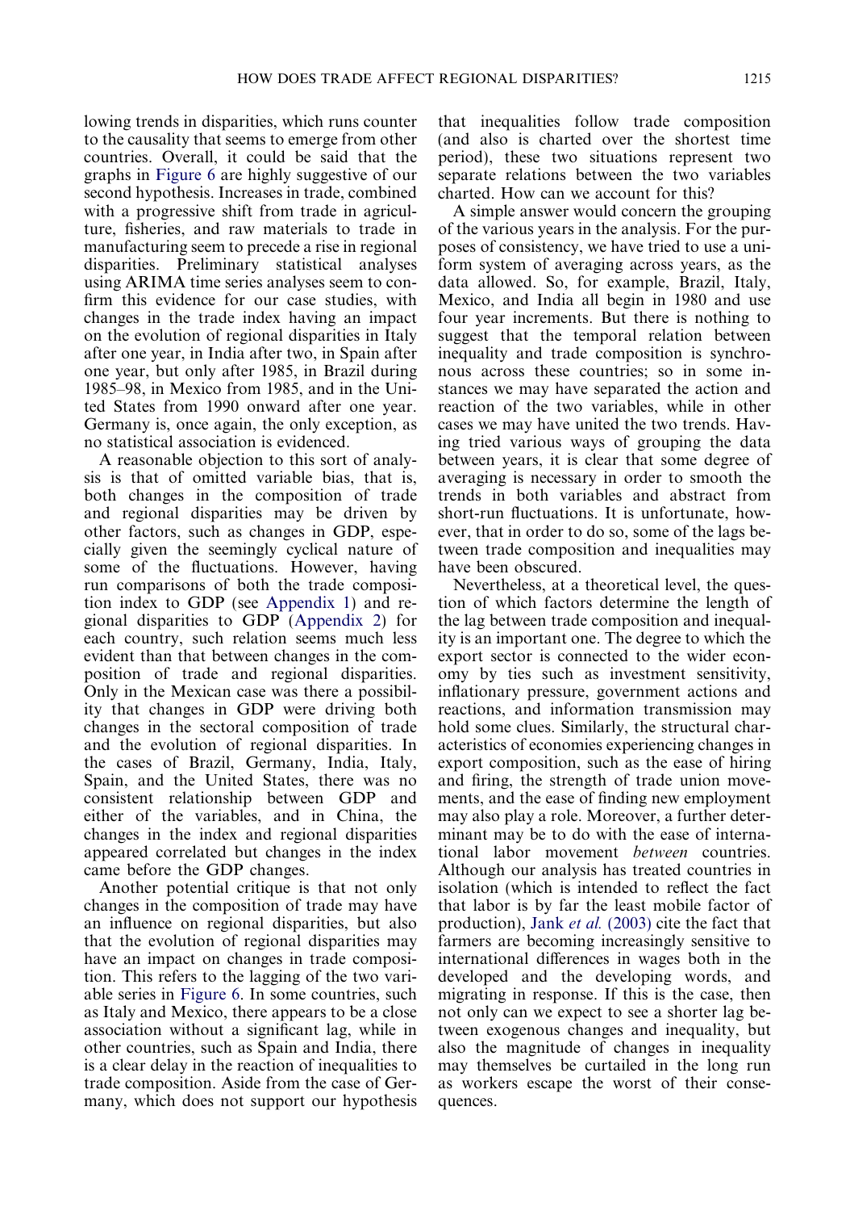lowing trends in disparities, which runs counter to the causality that seems to emerge from other countries. Overall, it could be said that the graphs in Figure 6 are highly suggestive of our second hypothesis. Increases in trade, combined with a progressive shift from trade in agriculture, fisheries, and raw materials to trade in manufacturing seem to precede a rise in regional disparities. Preliminary statistical analyses using ARIMA time series analyses seem to confirm this evidence for our case studies, with changes in the trade index having an impact on the evolution of regional disparities in Italy after one year, in India after two, in Spain after one year, but only after 1985, in Brazil during 1985–98, in Mexico from 1985, and in the United States from 1990 onward after one year. Germany is, once again, the only exception, as no statistical association is evidenced.

A reasonable objection to this sort of analysis is that of omitted variable bias, that is, both changes in the composition of trade and regional disparities may be driven by other factors, such as changes in GDP, especially given the seemingly cyclical nature of some of the fluctuations. However, having run comparisons of both the trade composition index to GDP (see Appendix 1) and regional disparities to GDP (Appendix 2) for each country, such relation seems much less evident than that between changes in the composition of trade and regional disparities. Only in the Mexican case was there a possibility that changes in GDP were driving both changes in the sectoral composition of trade and the evolution of regional disparities. In the cases of Brazil, Germany, India, Italy, Spain, and the United States, there was no consistent relationship between GDP and either of the variables, and in China, the changes in the index and regional disparities appeared correlated but changes in the index came before the GDP changes.

Another potential critique is that not only changes in the composition of trade may have an influence on regional disparities, but also that the evolution of regional disparities may have an impact on changes in trade composition. This refers to the lagging of the two variable series in Figure 6. In some countries, such as Italy and Mexico, there appears to be a close association without a significant lag, while in other countries, such as Spain and India, there is a clear delay in the reaction of inequalities to trade composition. Aside from the case of Germany, which does not support our hypothesis that inequalities follow trade composition (and also is charted over the shortest time period), these two situations represent two separate relations between the two variables charted. How can we account for this?

A simple answer would concern the grouping of the various years in the analysis. For the purposes of consistency, we have tried to use a uniform system of averaging across years, as the data allowed. So, for example, Brazil, Italy, Mexico, and India all begin in 1980 and use four year increments. But there is nothing to suggest that the temporal relation between inequality and trade composition is synchronous across these countries; so in some instances we may have separated the action and reaction of the two variables, while in other cases we may have united the two trends. Having tried various ways of grouping the data between years, it is clear that some degree of averaging is necessary in order to smooth the trends in both variables and abstract from short-run fluctuations. It is unfortunate, however, that in order to do so, some of the lags between trade composition and inequalities may have been obscured.

Nevertheless, at a theoretical level, the question of which factors determine the length of the lag between trade composition and inequality is an important one. The degree to which the export sector is connected to the wider economy by ties such as investment sensitivity, inflationary pressure, government actions and reactions, and information transmission may hold some clues. Similarly, the structural characteristics of economies experiencing changes in export composition, such as the ease of hiring and firing, the strength of trade union movements, and the ease of finding new employment may also play a role. Moreover, a further determinant may be to do with the ease of international labor movement *between* countries. Although our analysis has treated countries in isolation (which is intended to reflect the fact that labor is by far the least mobile factor of production), Jank *et al.* (2003) cite the fact that farmers are becoming increasingly sensitive to international differences in wages both in the developed and the developing words, and migrating in response. If this is the case, then not only can we expect to see a shorter lag between exogenous changes and inequality, but also the magnitude of changes in inequality may themselves be curtailed in the long run as workers escape the worst of their consequences.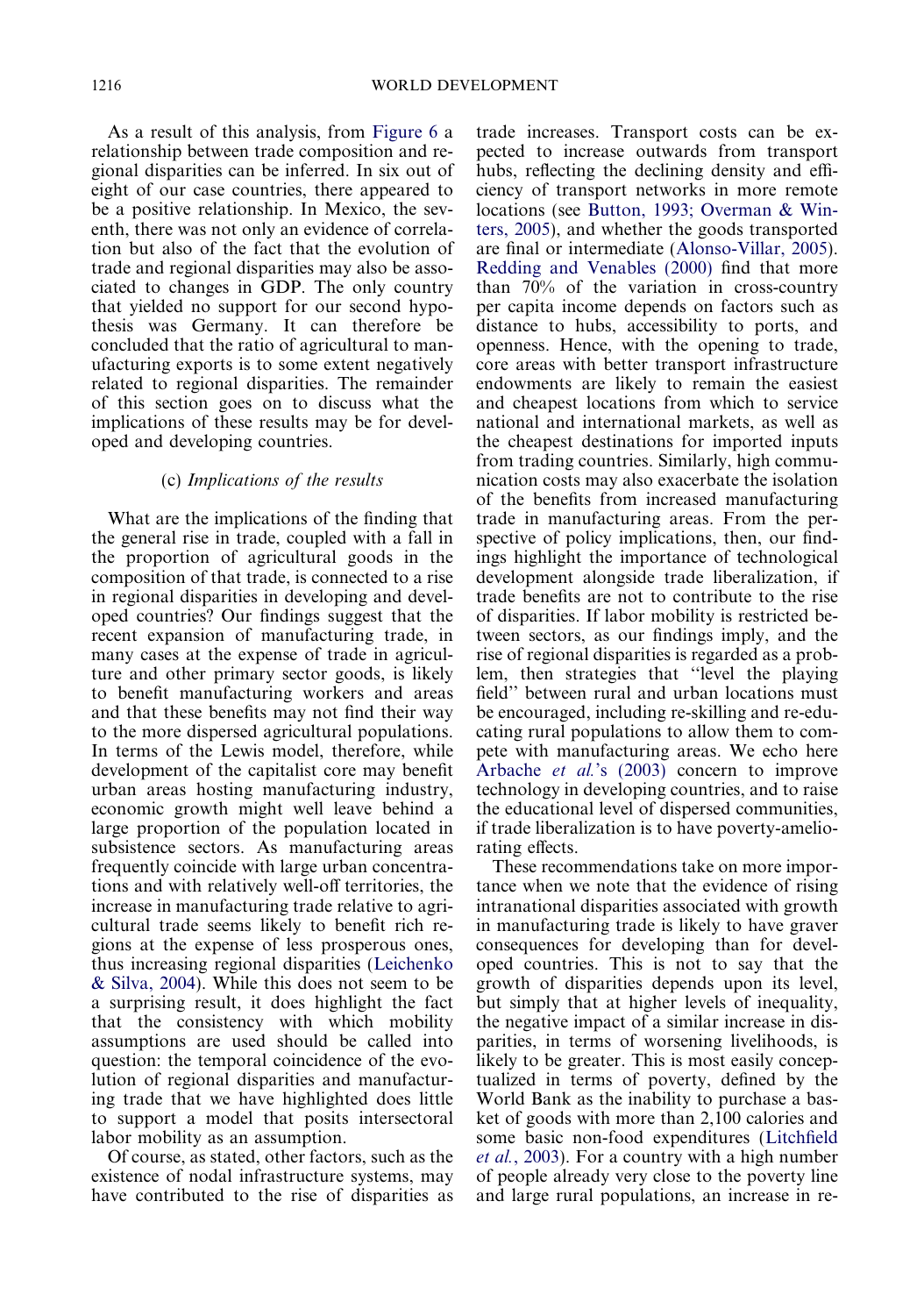As a result of this analysis, from Figure 6 a relationship between trade composition and regional disparities can be inferred. In six out of eight of our case countries, there appeared to be a positive relationship. In Mexico, the seventh, there was not only an evidence of correlation but also of the fact that the evolution of trade and regional disparities may also be associated to changes in GDP. The only country that yielded no support for our second hypothesis was Germany. It can therefore be concluded that the ratio of agricultural to manufacturing exports is to some extent negatively related to regional disparities. The remainder of this section goes on to discuss what the implications of these results may be for developed and developing countries.

### (c) *Implications of the results*

What are the implications of the finding that the general rise in trade, coupled with a fall in the proportion of agricultural goods in the composition of that trade, is connected to a rise in regional disparities in developing and developed countries? Our findings suggest that the recent expansion of manufacturing trade, in many cases at the expense of trade in agriculture and other primary sector goods, is likely to benefit manufacturing workers and areas and that these benefits may not find their way to the more dispersed agricultural populations. In terms of the Lewis model, therefore, while development of the capitalist core may benefit urban areas hosting manufacturing industry, economic growth might well leave behind a large proportion of the population located in subsistence sectors. As manufacturing areas frequently coincide with large urban concentrations and with relatively well-off territories, the increase in manufacturing trade relative to agricultural trade seems likely to benefit rich regions at the expense of less prosperous ones, thus increasing regional disparities (Leichenko & Silva, 2004). While this does not seem to be a surprising result, it does highlight the fact that the consistency with which mobility assumptions are used should be called into question: the temporal coincidence of the evolution of regional disparities and manufacturing trade that we have highlighted does little to support a model that posits intersectoral labor mobility as an assumption.

Of course, as stated, other factors, such as the existence of nodal infrastructure systems, may have contributed to the rise of disparities as trade increases. Transport costs can be expected to increase outwards from transport hubs, reflecting the declining density and efficiency of transport networks in more remote locations (see Button, 1993; Overman & Winters, 2005), and whether the goods transported are final or intermediate (Alonso-Villar, 2005). Redding and Venables (2000) find that more than 70% of the variation in cross-country per capita income depends on factors such as distance to hubs, accessibility to ports, and openness. Hence, with the opening to trade, core areas with better transport infrastructure endowments are likely to remain the easiest and cheapest locations from which to service national and international markets, as well as the cheapest destinations for imported inputs from trading countries. Similarly, high communication costs may also exacerbate the isolation of the benefits from increased manufacturing trade in manufacturing areas. From the perspective of policy implications, then, our findings highlight the importance of technological development alongside trade liberalization, if trade benefits are not to contribute to the rise of disparities. If labor mobility is restricted between sectors, as our findings imply, and the rise of regional disparities is regarded as a problem, then strategies that ''level the playing field'' between rural and urban locations must be encouraged, including re-skilling and re-educating rural populations to allow them to compete with manufacturing areas. We echo here Arbache *et al.*'s (2003) concern to improve technology in developing countries, and to raise the educational level of dispersed communities, if trade liberalization is to have poverty-ameliorating effects.

These recommendations take on more importance when we note that the evidence of rising intranational disparities associated with growth in manufacturing trade is likely to have graver consequences for developing than for developed countries. This is not to say that the growth of disparities depends upon its level, but simply that at higher levels of inequality, the negative impact of a similar increase in disparities, in terms of worsening livelihoods, is likely to be greater. This is most easily conceptualized in terms of poverty, defined by the World Bank as the inability to purchase a basket of goods with more than 2,100 calories and some basic non-food expenditures (Litchfield *et al.*, 2003). For a country with a high number of people already very close to the poverty line and large rural populations, an increase in re-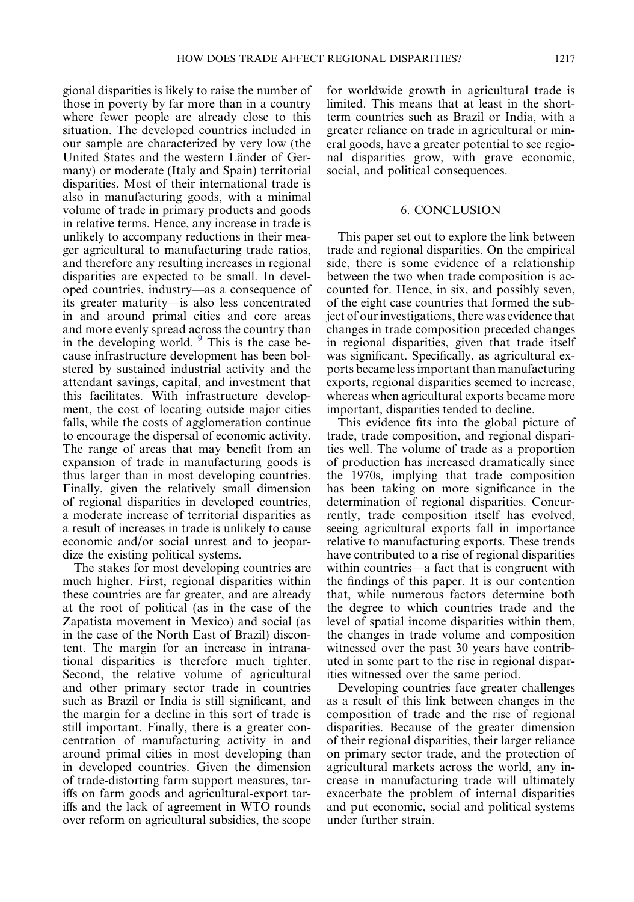gional disparities is likely to raise the number of those in poverty by far more than in a country where fewer people are already close to this situation. The developed countries included in our sample are characterized by very low (the United States and the western Länder of Germany) or moderate (Italy and Spain) territorial disparities. Most of their international trade is also in manufacturing goods, with a minimal volume of trade in primary products and goods in relative terms. Hence, any increase in trade is unlikely to accompany reductions in their meager agricultural to manufacturing trade ratios, and therefore any resulting increases in regional disparities are expected to be small. In developed countries, industry—as a consequence of its greater maturity—is also less concentrated in and around primal cities and core areas and more evenly spread across the country than in the developing world. [9] This is the case because infrastructure development has been bolstered by sustained industrial activity and the attendant savings, capital, and investment that this facilitates. With infrastructure development, the cost of locating outside major cities falls, while the costs of agglomeration continue to encourage the dispersal of economic activity. The range of areas that may benefit from an expansion of trade in manufacturing goods is thus larger than in most developing countries. Finally, given the relatively small dimension of regional disparities in developed countries, a moderate increase of territorial disparities as a result of increases in trade is unlikely to cause economic and/or social unrest and to jeopardize the existing political systems.

The stakes for most developing countries are much higher. First, regional disparities within these countries are far greater, and are already at the root of political (as in the case of the Zapatista movement in Mexico) and social (as in the case of the North East of Brazil) discontent. The margin for an increase in intranational disparities is therefore much tighter. Second, the relative volume of agricultural and other primary sector trade in countries such as Brazil or India is still significant, and the margin for a decline in this sort of trade is still important. Finally, there is a greater concentration of manufacturing activity in and around primal cities in most developing than in developed countries. Given the dimension of trade-distorting farm support measures, tariffs on farm goods and agricultural-export tariffs and the lack of agreement in WTO rounds over reform on agricultural subsidies, the scope for worldwide growth in agricultural trade is limited. This means that at least in the short-term countries such as Brazil or India, with a greater reliance on trade in agricultural or mineral goods, have a greater potential to see regional disparities grow, with grave economic, social, and political consequences.

## 6. CONCLUSION

This paper set out to explore the link between trade and regional disparities. On the empirical side, there is some evidence of a relationship between the two when trade composition is accounted for. Hence, in six, and possibly seven, of the eight case countries that formed the subject of our investigations, there was evidence that changes in trade composition preceded changes in regional disparities, given that trade itself was significant. Specifically, as agricultural exports became less important than manufacturing exports, regional disparities seemed to increase, whereas when agricultural exports became more important, disparities tended to decline.

This evidence fits into the global picture of trade, trade composition, and regional disparities well. The volume of trade as a proportion of production has increased dramatically since the 1970s, implying that trade composition has been taking on more significance in the determination of regional disparities. Concurrently, trade composition itself has evolved, seeing agricultural exports fall in importance relative to manufacturing exports. These trends have contributed to a rise of regional disparities within countries—a fact that is congruent with the findings of this paper. It is our contention that, while numerous factors determine both the degree to which countries trade and the level of spatial income disparities within them, the changes in trade volume and composition witnessed over the past 30 years have contributed in some part to the rise in regional disparities witnessed over the same period.

Developing countries face greater challenges as a result of this link between changes in the composition of trade and the rise of regional disparities. Because of the greater dimension of their regional disparities, their larger reliance on primary sector trade, and the protection of agricultural markets across the world, any increase in manufacturing trade will ultimately exacerbate the problem of internal disparities and put economic, social and political systems under further strain.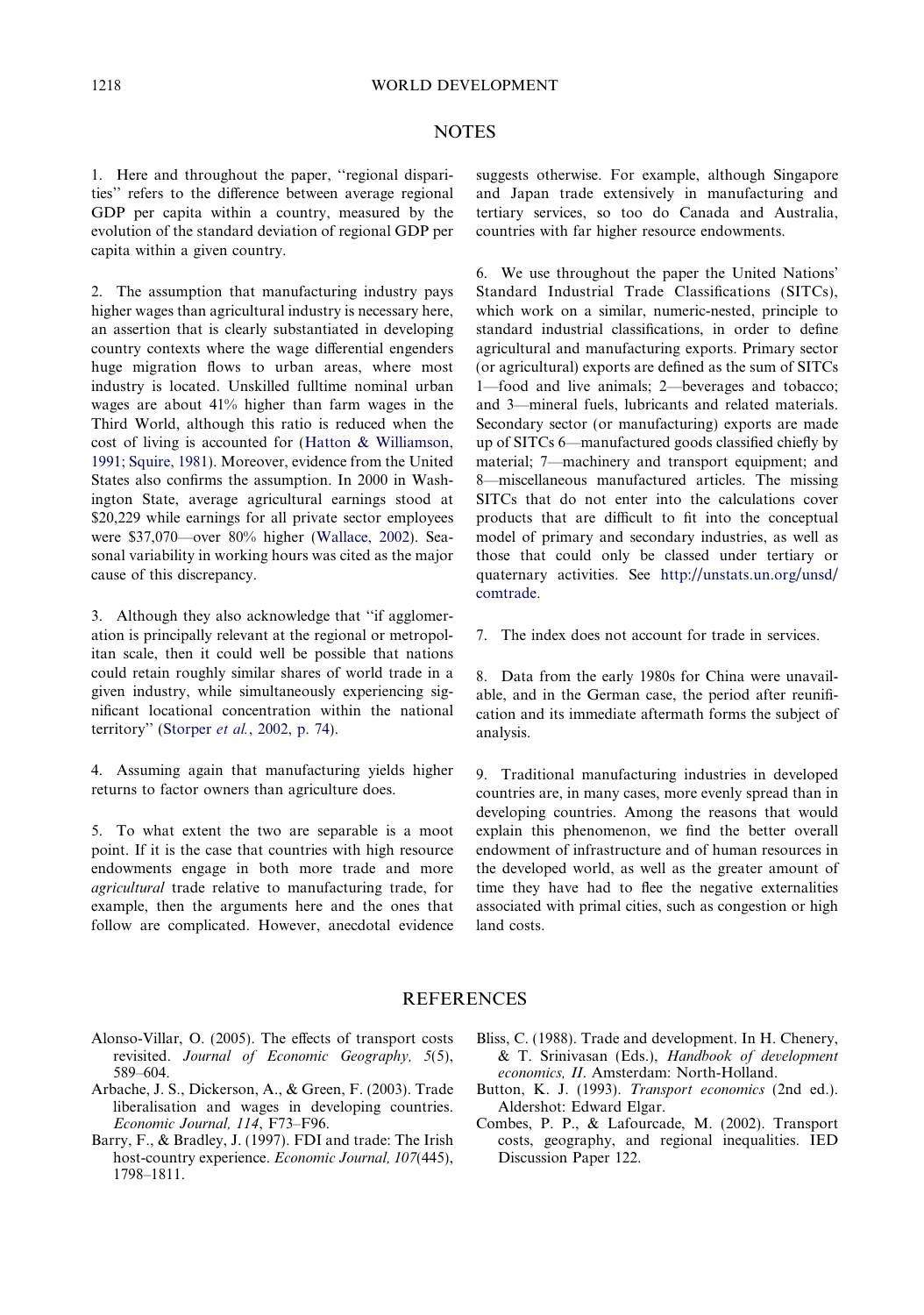## NOTES

1. Here and throughout the paper, ''regional disparities'' refers to the difference between average regional GDP per capita within a country, measured by the evolution of the standard deviation of regional GDP per capita within a given country.

2. The assumption that manufacturing industry pays higher wages than agricultural industry is necessary here, an assertion that is clearly substantiated in developing country contexts where the wage differential engenders huge migration flows to urban areas, where most industry is located. Unskilled fulltime nominal urban wages are about 41% higher than farm wages in the Third World, although this ratio is reduced when the cost of living is accounted for (Hatton & Williamson, 1991; Squire, 1981). Moreover, evidence from the United States also confirms the assumption. In 2000 in Washington State, average agricultural earnings stood at $20,229 while earnings for all private sector employees were $37,070—over 80% higher (Wallace, 2002). Seasonal variability in working hours was cited as the major cause of this discrepancy.

3. Although they also acknowledge that ''if agglomeration is principally relevant at the regional or metropolitan scale, then it could well be possible that nations could retain roughly similar shares of world trade in a given industry, while simultaneously experiencing significant locational concentration within the national territory'' (Storper *et al.*, 2002, p. 74).

4. Assuming again that manufacturing yields higher returns to factor owners than agriculture does.

5. To what extent the two are separable is a moot point. If it is the case that countries with high resource endowments engage in both more trade and more *agricultural* trade relative to manufacturing trade, for example, then the arguments here and the ones that follow are complicated. However, anecdotal evidence suggests otherwise. For example, although Singapore and Japan trade extensively in manufacturing and tertiary services, so too do Canada and Australia, countries with far higher resource endowments.

6. We use throughout the paper the United Nations' Standard Industrial Trade Classifications (SITCs), which work on a similar, numeric-nested, principle to standard industrial classifications, in order to define agricultural and manufacturing exports. Primary sector (or agricultural) exports are defined as the sum of SITCs 1—food and live animals; 2—beverages and tobacco; and 3—mineral fuels, lubricants and related materials. Secondary sector (or manufacturing) exports are made up of SITCs 6—manufactured goods classified chiefly by material; 7—machinery and transport equipment; and 8—miscellaneous manufactured articles. The missing SITCs that do not enter into the calculations cover products that are difficult to fit into the conceptual model of primary and secondary industries, as well as those that could only be classed under tertiary or quaternary activities. See http://unstats.un.org/unsd/comtrade.

7. The index does not account for trade in services.

8. Data from the early 1980s for China were unavailable, and in the German case, the period after reunification and its immediate aftermath forms the subject of analysis.

9. Traditional manufacturing industries in developed countries are, in many cases, more evenly spread than in developing countries. Among the reasons that would explain this phenomenon, we find the better overall endowment of infrastructure and of human resources in the developed world, as well as the greater amount of time they have had to flee the negative externalities associated with primal cities, such as congestion or high land costs.

## REFERENCES

Alonso-Villar, O. (2005). The effects of transport costs revisited. *Journal of Economic Geography, 5*(5), 589–604.

Arbache, J. S., Dickerson, A., & Green, F. (2003). Trade liberalisation and wages in developing countries. *Economic Journal, 114*, F73–F96.

Barry, F., & Bradley, J. (1997). FDI and trade: The Irish host-country experience. *Economic Journal, 107*(445), 1798–1811.

Bliss, C. (1988). Trade and development. In H. Chenery, & T. Srinivasan (Eds.), *Handbook of development economics, II*. Amsterdam: North-Holland.

Button, K. J. (1993). *Transport economics* (2nd ed.). Aldershot: Edward Elgar.

Combes, P. P., & Lafourcade, M. (2002). Transport costs, geography, and regional inequalities. IED Discussion Paper 122.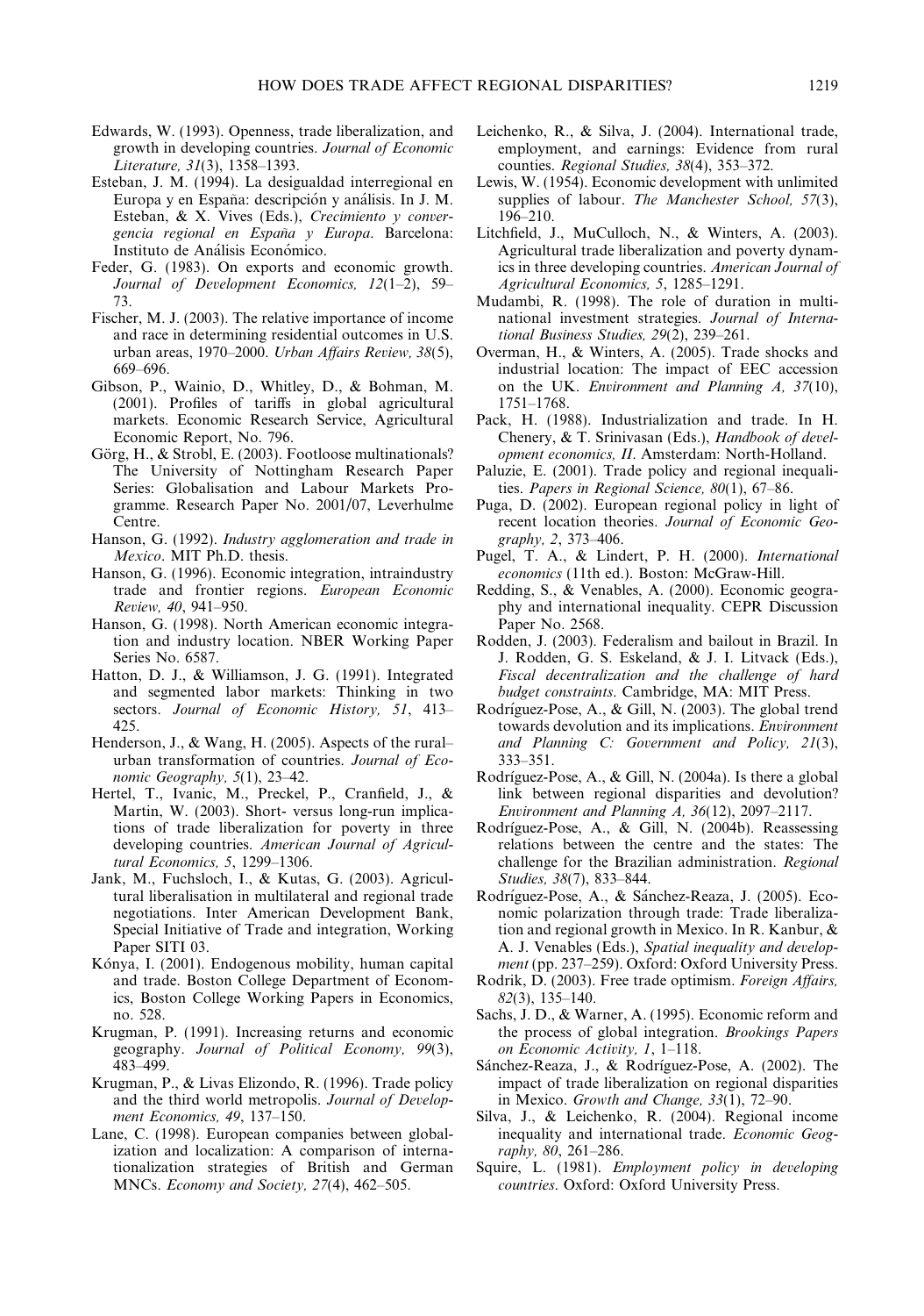Edwards, W. (1993). Openness, trade liberalization, and growth in developing countries. *Journal of Economic Literature, 31*(3), 1358–1393.

Esteban, J. M. (1994). La desigualdad interregional en Europa y en España: descripción y análisis. In J. M. Esteban, & X. Vives (Eds.), *Crecimiento y convergencia regional en España y Europa*. Barcelona: Instituto de Análisis Económico.

Feder, G. (1983). On exports and economic growth. *Journal of Development Economics, 12*(1–2), 59–73.

Fischer, M. J. (2003). The relative importance of income and race in determining residential outcomes in U.S. urban areas, 1970–2000. *Urban Affairs Review, 38*(5), 669–696.

Gibson, P., Wainio, D., Whitley, D., & Bohman, M. (2001). Profiles of tariffs in global agricultural markets. Economic Research Service, Agricultural Economic Report, No. 796.

Görg, H., & Strobl, E. (2003). Footloose multinationals? The University of Nottingham Research Paper Series: Globalisation and Labour Markets Programme. Research Paper No. 2001/07, Leverhulme Centre.

Hanson, G. (1992). *Industry agglomeration and trade in Mexico*. MIT Ph.D. thesis.

Hanson, G. (1996). Economic integration, intraindustry trade and frontier regions. *European Economic Review, 40*, 941–950.

Hanson, G. (1998). North American economic integration and industry location. NBER Working Paper Series No. 6587.

Hatton, D. J., & Williamson, J. G. (1991). Integrated and segmented labor markets: Thinking in two sectors. *Journal of Economic History, 51*, 413–425.

Henderson, J., & Wang, H. (2005). Aspects of the rural–urban transformation of countries. *Journal of Economic Geography, 5*(1), 23–42.

Hertel, T., Ivanic, M., Preckel, P., Cranfield, J., & Martin, W. (2003). Short- versus long-run implications of trade liberalization for poverty in three developing countries. *American Journal of Agricultural Economics, 5*, 1299–1306.

Jank, M., Fuchsloch, I., & Kutas, G. (2003). Agricultural liberalisation in multilateral and regional trade negotiations. Inter American Development Bank, Special Initiative of Trade and integration, Working Paper SITI 03.

Kónya, I. (2001). Endogenous mobility, human capital and trade. Boston College Department of Economics, Boston College Working Papers in Economics, no. 528.

Krugman, P. (1991). Increasing returns and economic geography. *Journal of Political Economy, 99*(3), 483–499.

Krugman, P., & Livas Elizondo, R. (1996). Trade policy and the third world metropolis. *Journal of Development Economics, 49*, 137–150.

Lane, C. (1998). European companies between globalization and localization: A comparison of internationalization strategies of British and German MNCs. *Economy and Society, 27*(4), 462–505.

Leichenko, R., & Silva, J. (2004). International trade, employment, and earnings: Evidence from rural counties. *Regional Studies, 38*(4), 353–372.

Lewis, W. (1954). Economic development with unlimited supplies of labour. *The Manchester School, 57*(3), 196–210.

Litchfield, J., MuCulloch, N., & Winters, A. (2003). Agricultural trade liberalization and poverty dynamics in three developing countries. *American Journal of Agricultural Economics, 5*, 1285–1291.

Mudambi, R. (1998). The role of duration in multinational investment strategies. *Journal of International Business Studies, 29*(2), 239–261.

Overman, H., & Winters, A. (2005). Trade shocks and industrial location: The impact of EEC accession on the UK. *Environment and Planning A, 37*(10), 1751–1768.

Pack, H. (1988). Industrialization and trade. In H. Chenery, & T. Srinivasan (Eds.), *Handbook of development economics, II*. Amsterdam: North-Holland.

Paluzie, E. (2001). Trade policy and regional inequalities. *Papers in Regional Science, 80*(1), 67–86.

Puga, D. (2002). European regional policy in light of recent location theories. *Journal of Economic Geography, 2*, 373–406.

Pugel, T. A., & Lindert, P. H. (2000). *International economics* (11th ed.). Boston: McGraw-Hill.

Redding, S., & Venables, A. (2000). Economic geography and international inequality. CEPR Discussion Paper No. 2568.

Rodden, J. (2003). Federalism and bailout in Brazil. In J. Rodden, G. S. Eskeland, & J. I. Litvack (Eds.), *Fiscal decentralization and the challenge of hard budget constraints*. Cambridge, MA: MIT Press.

Rodríguez-Pose, A., & Gill, N. (2003). The global trend towards devolution and its implications. *Environment and Planning C: Government and Policy, 21*(3), 333–351.

Rodríguez-Pose, A., & Gill, N. (2004a). Is there a global link between regional disparities and devolution? *Environment and Planning A, 36*(12), 2097–2117.

Rodríguez-Pose, A., & Gill, N. (2004b). Reassessing relations between the centre and the states: The challenge for the Brazilian administration. *Regional Studies, 38*(7), 833–844.

Rodríguez-Pose, A., & Sánchez-Reaza, J. (2005). Economic polarization through trade: Trade liberalization and regional growth in Mexico. In R. Kanbur, & A. J. Venables (Eds.), *Spatial inequality and development* (pp. 237–259). Oxford: Oxford University Press.

Rodrik, D. (2003). Free trade optimism. *Foreign Affairs, 82*(3), 135–140.

Sachs, J. D., & Warner, A. (1995). Economic reform and the process of global integration. *Brookings Papers on Economic Activity, 1*, 1–118.

Sánchez-Reaza, J., & Rodríguez-Pose, A. (2002). The impact of trade liberalization on regional disparities in Mexico. *Growth and Change, 33*(1), 72–90.

Silva, J., & Leichenko, R. (2004). Regional income inequality and international trade. *Economic Geography, 80*, 261–286.

Squire, L. (1981). *Employment policy in developing countries*. Oxford: Oxford University Press.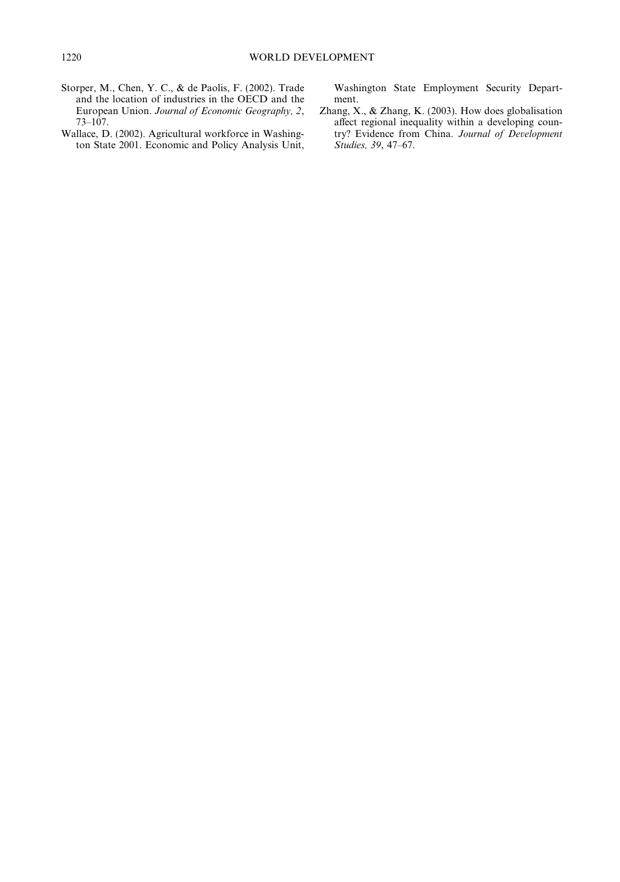Storper, M., Chen, Y. C., & de Paolis, F. (2002). Trade and the location of industries in the OECD and the European Union. *Journal of Economic Geography, 2*, 73–107.

Wallace, D. (2002). Agricultural workforce in Washington State 2001. Economic and Policy Analysis Unit, Washington State Employment Security Department.

Zhang, X., & Zhang, K. (2003). How does globalisation affect regional inequality within a developing country? Evidence from China. *Journal of Development Studies, 39*, 47–67.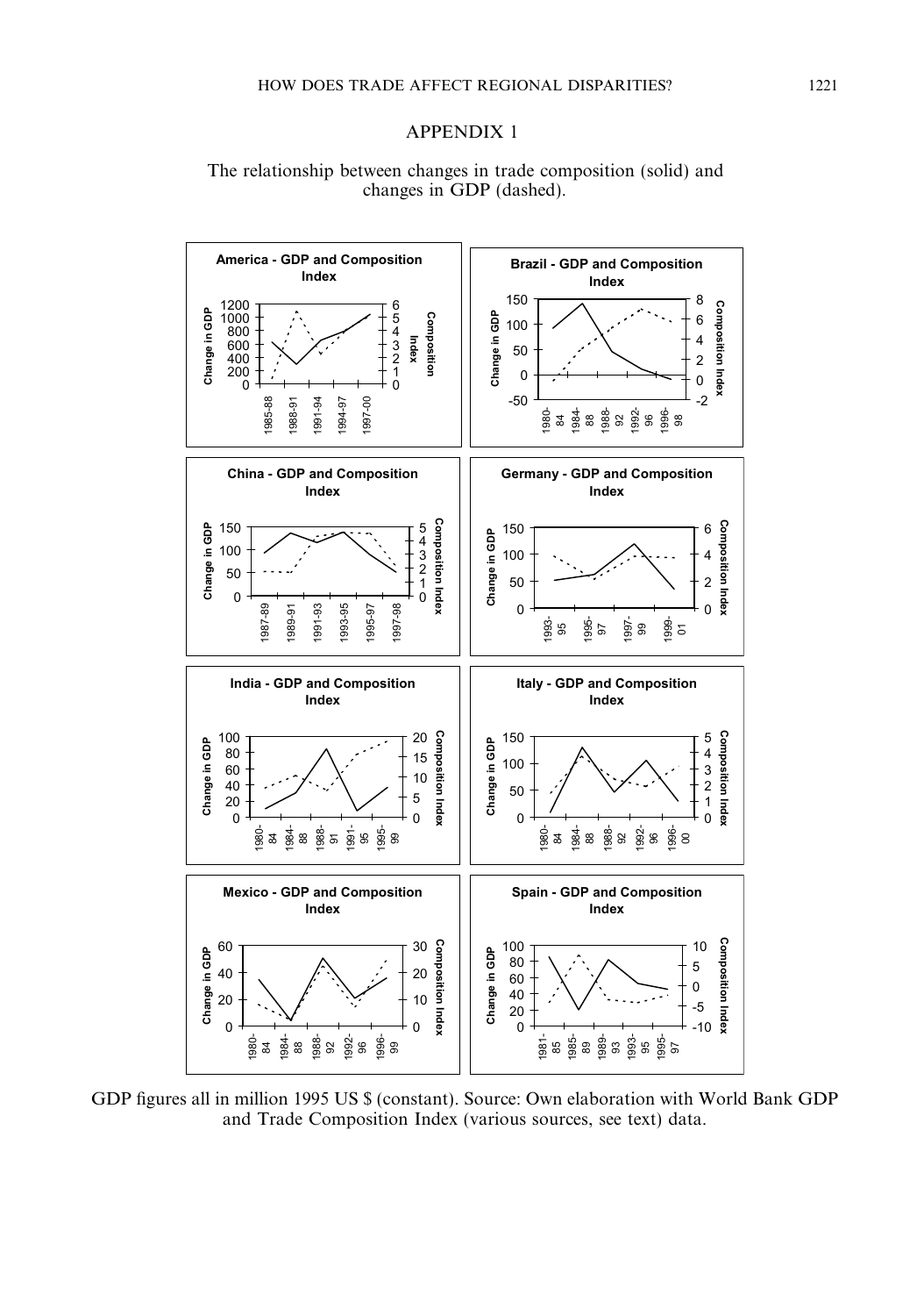## APPENDIX 1

The relationship between changes in trade composition (solid) and changes in GDP (dashed).

GDP figures all in million 1995 US $ (constant). Source: Own elaboration with World Bank GDP and Trade Composition Index (various sources, see text) data.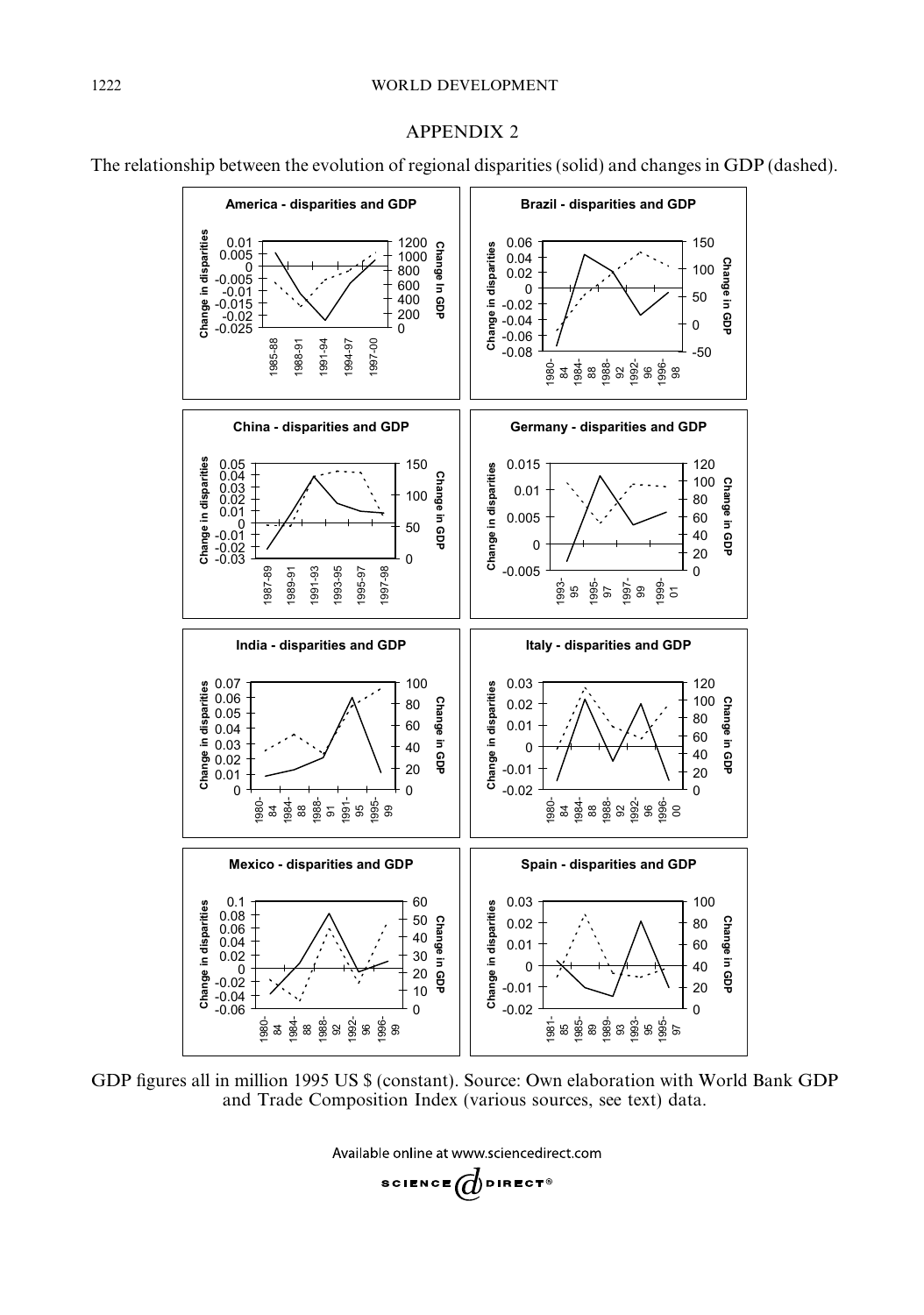## APPENDIX 2

The relationship between the evolution of regional disparities (solid) and changes in GDP (dashed).

**America - disparities and GDP**

Change in disparities: 0.01, 0.005, 0, -0.005, -0.01, -0.015, -0.02, -0.025
Change in GDP: 1200, 1000, 800, 600, 400, 200, 0
1985-88, 1988-91, 1991-94, 1994-97, 1997-00

**Brazil - disparities and GDP**

Change in disparities: 0.06, 0.04, 0.02, 0, -0.02, -0.04, -0.06, -0.08
Change in GDP: 150, 100, 50, 0, -50
1980-84, 1984-88, 1988-92, 1992-96, 1996-98

**China - disparities and GDP**

Change in disparities: 0.05, 0.04, 0.03, 0.02, 0.01, 0, -0.01, -0.02, -0.03
Change in GDP: 150, 100, 50, 0
1987-89, 1989-91, 1991-93, 1993-95, 1995-97, 1997-98

**Germany - disparities and GDP**

Change in disparities: 0.015, 0.01, 0.005, 0, -0.005
Change in GDP: 120, 100, 80, 60, 40, 20, 0
1993-95, 1995-97, 1997-99, 1999-01

**India - disparities and GDP**

Change in disparities: 0.07, 0.06, 0.05, 0.04, 0.03, 0.02, 0.01, 0
Change in GDP: 100, 80, 60, 40, 20, 0
1980-84, 1984-88, 1988-91, 1991-95, 1995-99

**Italy - disparities and GDP**

Change in disparities: 0.03, 0.02, 0.01, 0, -0.01, -0.02
Change in GDP: 120, 100, 80, 60, 40, 20, 0
1980-84, 1984-88, 1988-92, 1992-96, 1996-00

**Mexico - disparities and GDP**

Change in disparities: 0.1, 0.08, 0.06, 0.04, 0.02, 0, -0.02, -0.04, -0.06
Change in GDP: 60, 50, 40, 30, 20, 10, 0
1980-84, 1984-88, 1988-92, 1992-96, 1996-99

**Spain - disparities and GDP**

Change in disparities: 0.03, 0.02, 0.01, 0, -0.01, -0.02
Change in GDP: 100, 80, 60, 40, 20, 0
1981-85, 1985-89, 1989-93, 1993-95, 1995-97

GDP figures all in million 1995 US $ (constant). Source: Own elaboration with World Bank GDP and Trade Composition Index (various sources, see text) data.